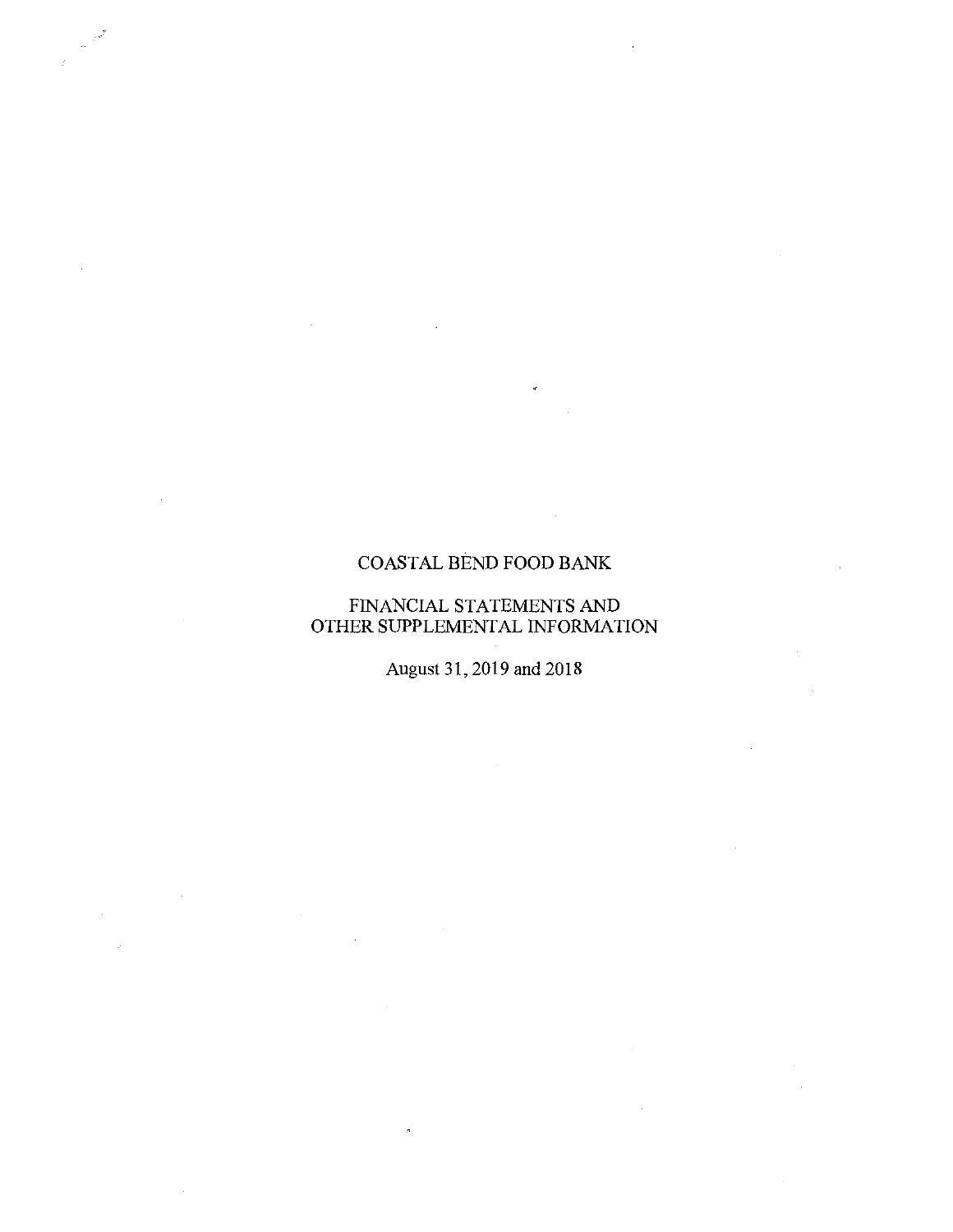# COASTAL BEND FOOD BANK

## FINANCIAL STATEMENTS AND OTHER SUPPLEMENTAL INFORMATION

August 31, 2019 and 2018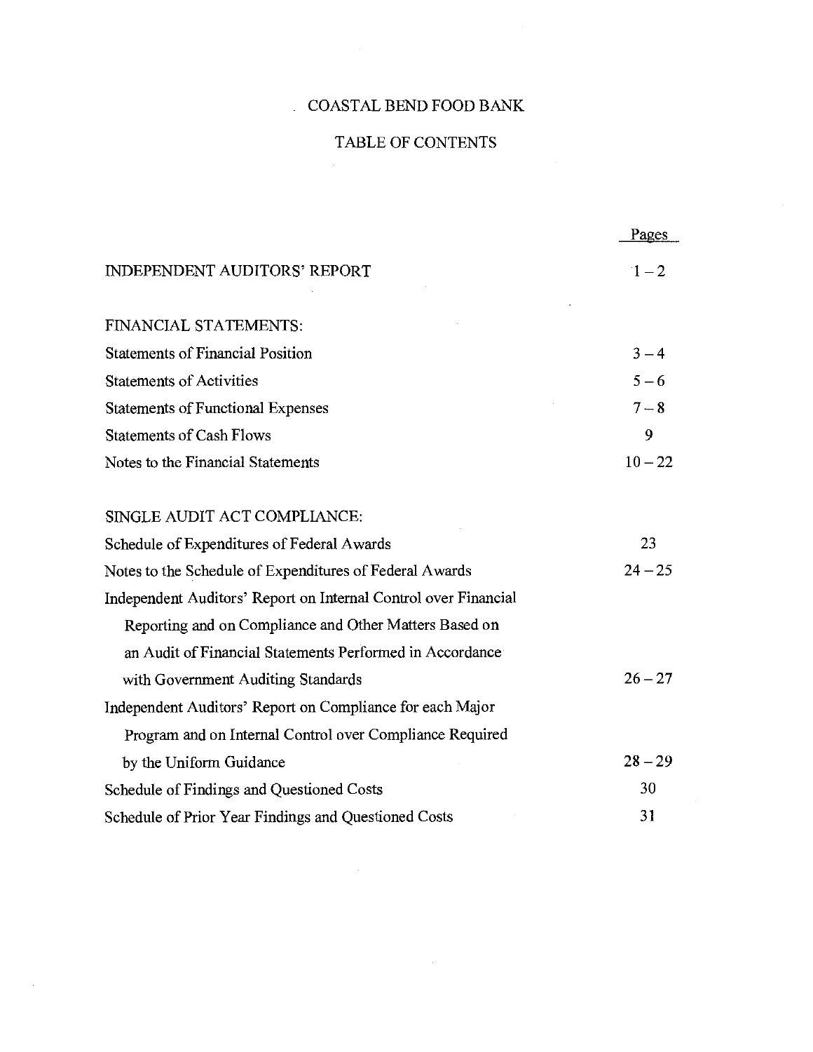# COASTAL BEND FOOD BANK

## TABLE OF CONTENTS

| | Pages |
|---|---|
| INDEPENDENT AUDITORS' REPORT | 1 – 2 |
| **FINANCIAL STATEMENTS:** | |
| Statements of Financial Position | 3 – 4 |
| Statements of Activities | 5 – 6 |
| Statements of Functional Expenses | 7 – 8 |
| Statements of Cash Flows | 9 |
| Notes to the Financial Statements | 10 – 22 |
| **SINGLE AUDIT ACT COMPLIANCE:** | |
| Schedule of Expenditures of Federal Awards | 23 |
| Notes to the Schedule of Expenditures of Federal Awards | 24 – 25 |
| Independent Auditors' Report on Internal Control over Financial Reporting and on Compliance and Other Matters Based on an Audit of Financial Statements Performed in Accordance with Government Auditing Standards | 26 – 27 |
| Independent Auditors' Report on Compliance for each Major Program and on Internal Control over Compliance Required by the Uniform Guidance | 28 – 29 |
| Schedule of Findings and Questioned Costs | 30 |
| Schedule of Prior Year Findings and Questioned Costs | 31 |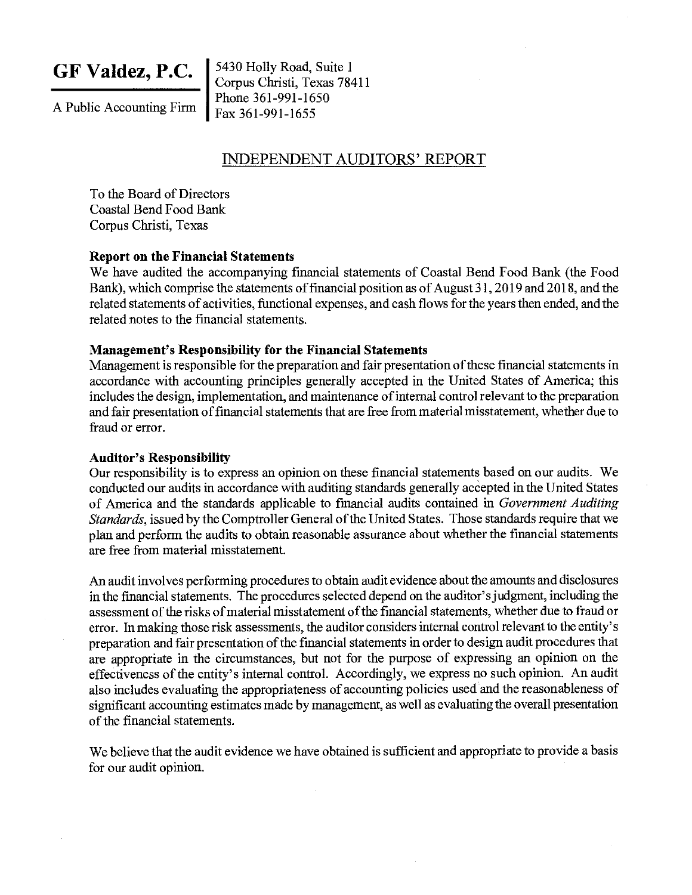**GF Valdez, P.C.**

A Public Accounting Firm

5430 Holly Road, Suite 1
Corpus Christi, Texas 78411
Phone 361-991-1650
Fax 361-991-1655

# INDEPENDENT AUDITORS' REPORT

To the Board of Directors
Coastal Bend Food Bank
Corpus Christi, Texas

**Report on the Financial Statements**
We have audited the accompanying financial statements of Coastal Bend Food Bank (the Food Bank), which comprise the statements of financial position as of August 31, 2019 and 2018, and the related statements of activities, functional expenses, and cash flows for the years then ended, and the related notes to the financial statements.

**Management's Responsibility for the Financial Statements**
Management is responsible for the preparation and fair presentation of these financial statements in accordance with accounting principles generally accepted in the United States of America; this includes the design, implementation, and maintenance of internal control relevant to the preparation and fair presentation of financial statements that are free from material misstatement, whether due to fraud or error.

**Auditor's Responsibility**
Our responsibility is to express an opinion on these financial statements based on our audits. We conducted our audits in accordance with auditing standards generally accepted in the United States of America and the standards applicable to financial audits contained in *Government Auditing Standards*, issued by the Comptroller General of the United States. Those standards require that we plan and perform the audits to obtain reasonable assurance about whether the financial statements are free from material misstatement.

An audit involves performing procedures to obtain audit evidence about the amounts and disclosures in the financial statements. The procedures selected depend on the auditor's judgment, including the assessment of the risks of material misstatement of the financial statements, whether due to fraud or error. In making those risk assessments, the auditor considers internal control relevant to the entity's preparation and fair presentation of the financial statements in order to design audit procedures that are appropriate in the circumstances, but not for the purpose of expressing an opinion on the effectiveness of the entity's internal control. Accordingly, we express no such opinion. An audit also includes evaluating the appropriateness of accounting policies used and the reasonableness of significant accounting estimates made by management, as well as evaluating the overall presentation of the financial statements.

We believe that the audit evidence we have obtained is sufficient and appropriate to provide a basis for our audit opinion.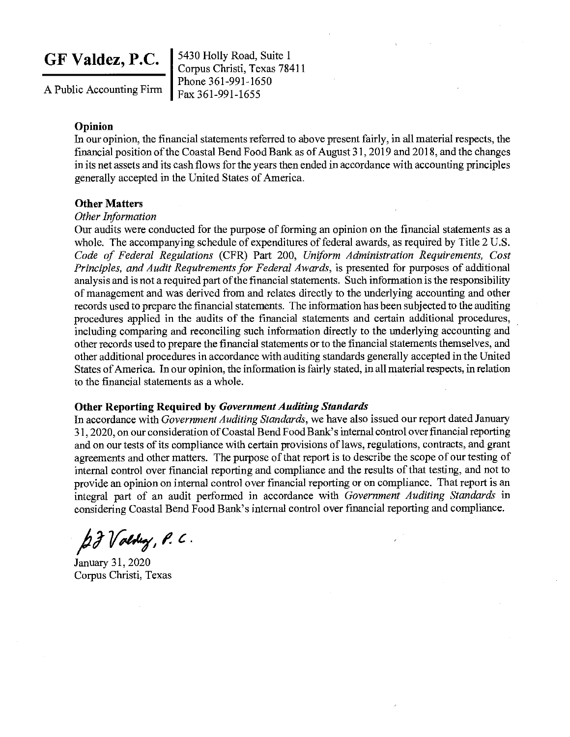**GF Valdez, P.C.**

A Public Accounting Firm

5430 Holly Road, Suite 1
Corpus Christi, Texas 78411
Phone 361-991-1650
Fax 361-991-1655

### Opinion

In our opinion, the financial statements referred to above present fairly, in all material respects, the financial position of the Coastal Bend Food Bank as of August 31, 2019 and 2018, and the changes in its net assets and its cash flows for the years then ended in accordance with accounting principles generally accepted in the United States of America.

### Other Matters

*Other Information*

Our audits were conducted for the purpose of forming an opinion on the financial statements as a whole. The accompanying schedule of expenditures of federal awards, as required by Title 2 U.S. *Code of Federal Regulations* (CFR) Part 200, *Uniform Administration Requirements, Cost Principles, and Audit Requirements for Federal Awards*, is presented for purposes of additional analysis and is not a required part of the financial statements. Such information is the responsibility of management and was derived from and relates directly to the underlying accounting and other records used to prepare the financial statements. The information has been subjected to the auditing procedures applied in the audits of the financial statements and certain additional procedures, including comparing and reconciling such information directly to the underlying accounting and other records used to prepare the financial statements or to the financial statements themselves, and other additional procedures in accordance with auditing standards generally accepted in the United States of America. In our opinion, the information is fairly stated, in all material respects, in relation to the financial statements as a whole.

### Other Reporting Required by *Government Auditing Standards*

In accordance with *Government Auditing Standards*, we have also issued our report dated January 31, 2020, on our consideration of Coastal Bend Food Bank's internal control over financial reporting and on our tests of its compliance with certain provisions of laws, regulations, contracts, and grant agreements and other matters. The purpose of that report is to describe the scope of our testing of internal control over financial reporting and compliance and the results of that testing, and not to provide an opinion on internal control over financial reporting or on compliance. That report is an integral part of an audit performed in accordance with *Government Auditing Standards* in considering Coastal Bend Food Bank's internal control over financial reporting and compliance.

GF Valdez, P.C.

January 31, 2020
Corpus Christi, Texas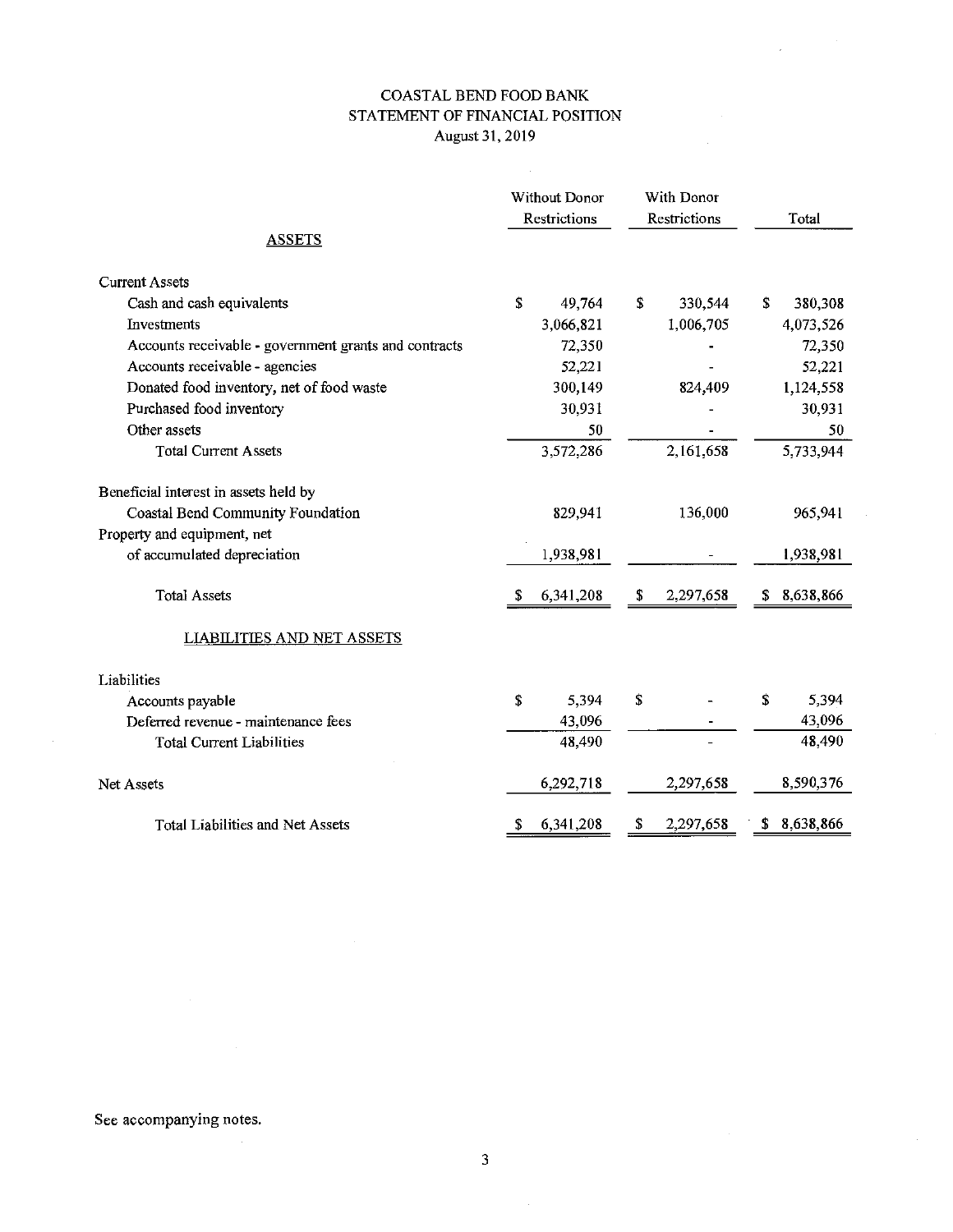# COASTAL BEND FOOD BANK
## STATEMENT OF FINANCIAL POSITION
### August 31, 2019

| | Without Donor Restrictions | With Donor Restrictions | Total |
|---|---|---|---|
| **ASSETS** | | | |
| Current Assets | | | |
| Cash and cash equivalents | $ 49,764 | $ 330,544 | $ 380,308 |
| Investments | 3,066,821 | 1,006,705 | 4,073,526 |
| Accounts receivable - government grants and contracts | 72,350 | - | 72,350 |
| Accounts receivable - agencies | 52,221 | - | 52,221 |
| Donated food inventory, net of food waste | 300,149 | 824,409 | 1,124,558 |
| Purchased food inventory | 30,931 | - | 30,931 |
| Other assets | 50 | - | 50 |
| Total Current Assets | 3,572,286 | 2,161,658 | 5,733,944 |
| Beneficial interest in assets held by Coastal Bend Community Foundation | 829,941 | 136,000 | 965,941 |
| Property and equipment, net of accumulated depreciation | 1,938,981 | - | 1,938,981 |
| Total Assets | $ 6,341,208 | $ 2,297,658 | $ 8,638,866 |
| **LIABILITIES AND NET ASSETS** | | | |
| Liabilities | | | |
| Accounts payable | $ 5,394 | $ - | $ 5,394 |
| Deferred revenue - maintenance fees | 43,096 | - | 43,096 |
| Total Current Liabilities | 48,490 | - | 48,490 |
| Net Assets | 6,292,718 | 2,297,658 | 8,590,376 |
| Total Liabilities and Net Assets | $ 6,341,208 | $ 2,297,658 | $ 8,638,866 |

See accompanying notes.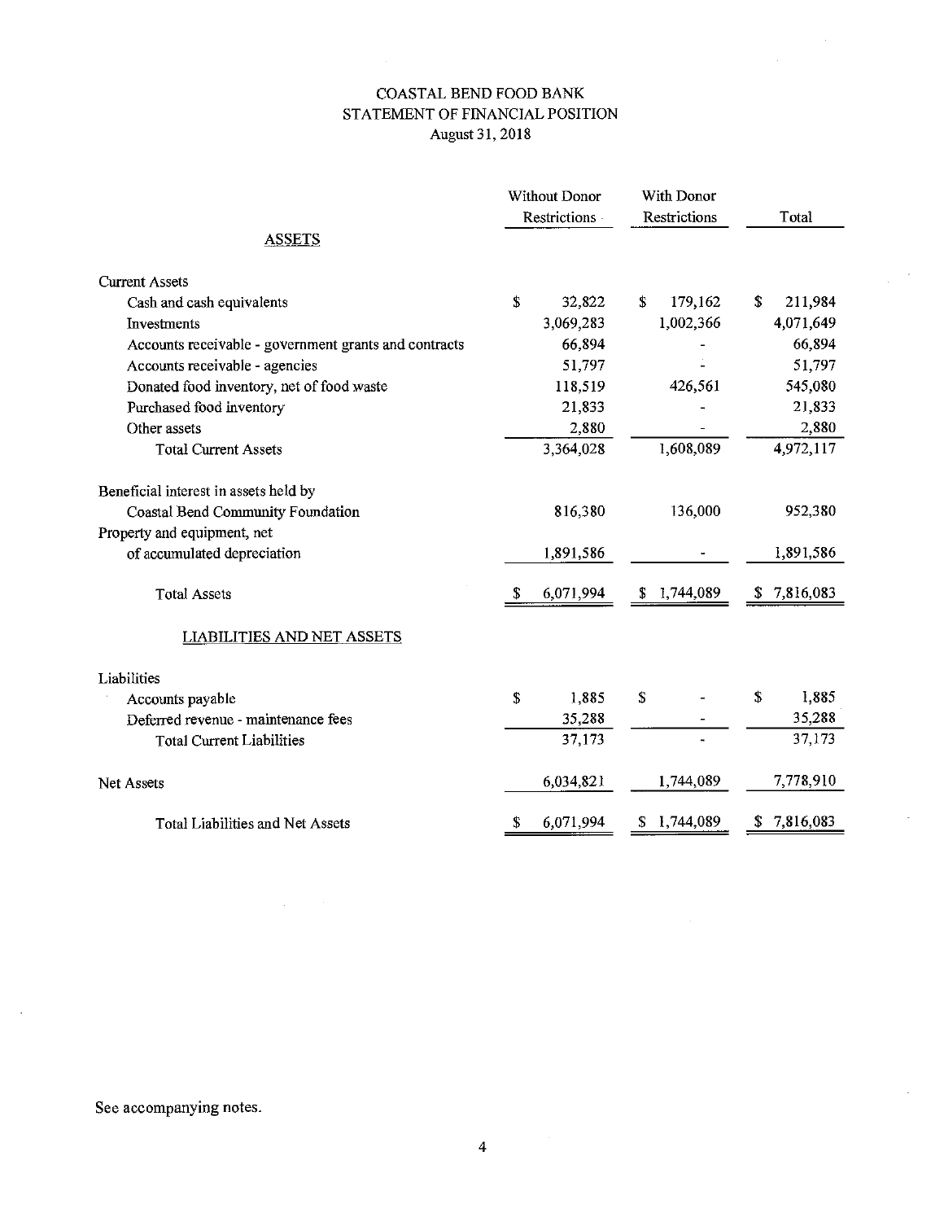# COASTAL BEND FOOD BANK
## STATEMENT OF FINANCIAL POSITION
### August 31, 2018

| | Without Donor Restrictions | With Donor Restrictions | Total |
|---|---|---|---|
| **ASSETS** | | | |
| Current Assets | | | |
| Cash and cash equivalents | $ 32,822 | $ 179,162 | $ 211,984 |
| Investments | 3,069,283 | 1,002,366 | 4,071,649 |
| Accounts receivable - government grants and contracts | 66,894 | - | 66,894 |
| Accounts receivable - agencies | 51,797 | - | 51,797 |
| Donated food inventory, net of food waste | 118,519 | 426,561 | 545,080 |
| Purchased food inventory | 21,833 | - | 21,833 |
| Other assets | 2,880 | - | 2,880 |
| Total Current Assets | 3,364,028 | 1,608,089 | 4,972,117 |
| Beneficial interest in assets held by Coastal Bend Community Foundation | 816,380 | 136,000 | 952,380 |
| Property and equipment, net of accumulated depreciation | 1,891,586 | - | 1,891,586 |
| Total Assets | $ 6,071,994 | $ 1,744,089 | $ 7,816,083 |
| **LIABILITIES AND NET ASSETS** | | | |
| Liabilities | | | |
| Accounts payable | $ 1,885 | $ - | $ 1,885 |
| Deferred revenue - maintenance fees | 35,288 | - | 35,288 |
| Total Current Liabilities | 37,173 | - | 37,173 |
| Net Assets | 6,034,821 | 1,744,089 | 7,778,910 |
| Total Liabilities and Net Assets | $ 6,071,994 | $ 1,744,089 | $ 7,816,083 |

See accompanying notes.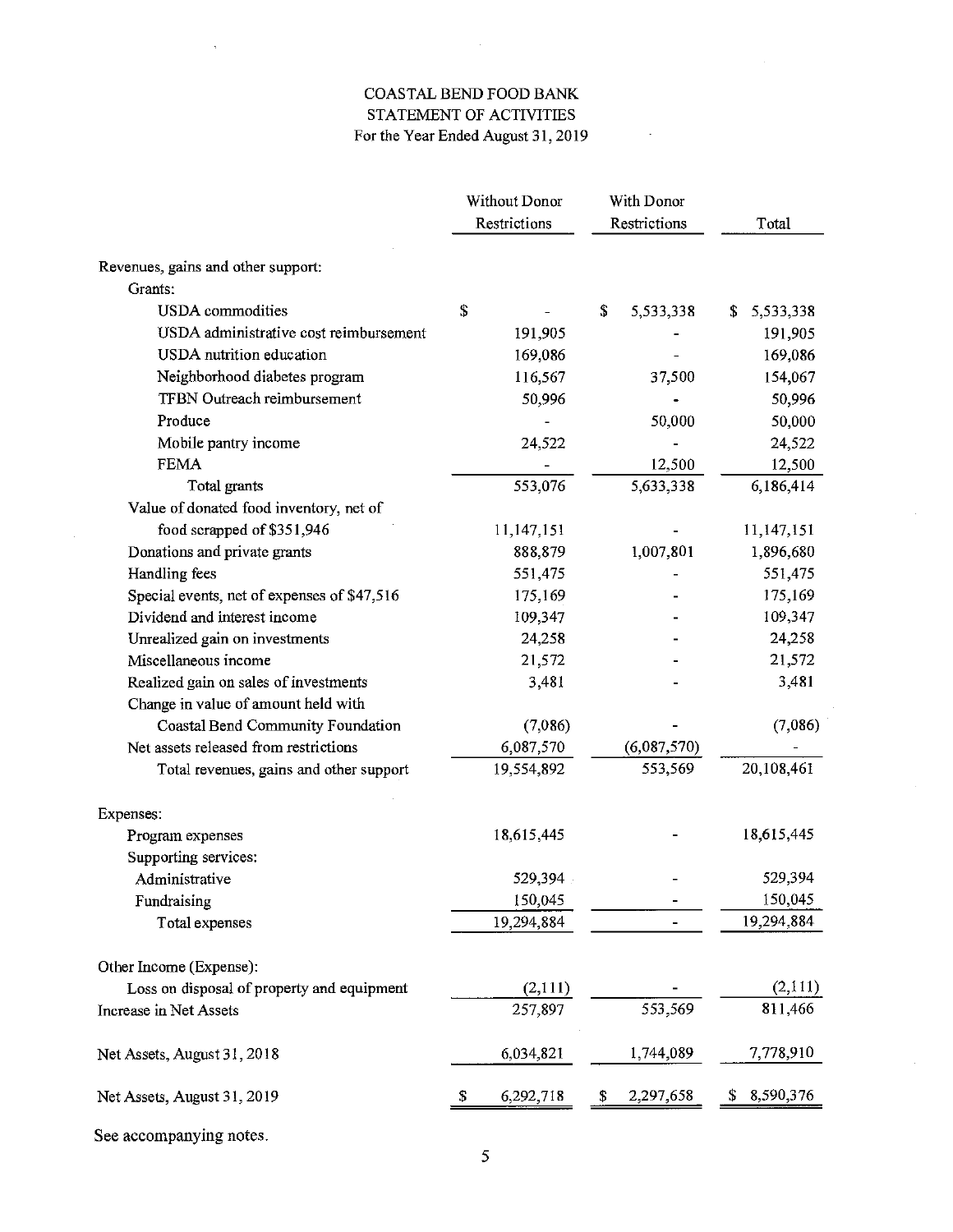# COASTAL BEND FOOD BANK
## STATEMENT OF ACTIVITIES
### For the Year Ended August 31, 2019

| | Without Donor Restrictions | With Donor Restrictions | Total |
|---|---|---|---|
| Revenues, gains and other support: | | | |
| Grants: | | | |
| USDA commodities | $ - | $ 5,533,338 | $ 5,533,338 |
| USDA administrative cost reimbursement | 191,905 | - | 191,905 |
| USDA nutrition education | 169,086 | - | 169,086 |
| Neighborhood diabetes program | 116,567 | 37,500 | 154,067 |
| TFBN Outreach reimbursement | 50,996 | - | 50,996 |
| Produce | - | 50,000 | 50,000 |
| Mobile pantry income | 24,522 | - | 24,522 |
| FEMA | - | 12,500 | 12,500 |
| Total grants | 553,076 | 5,633,338 | 6,186,414 |
| Value of donated food inventory, net of food scrapped of $351,946 | 11,147,151 | - | 11,147,151 |
| Donations and private grants | 888,879 | 1,007,801 | 1,896,680 |
| Handling fees | 551,475 | - | 551,475 |
| Special events, net of expenses of $47,516 | 175,169 | - | 175,169 |
| Dividend and interest income | 109,347 | - | 109,347 |
| Unrealized gain on investments | 24,258 | - | 24,258 |
| Miscellaneous income | 21,572 | - | 21,572 |
| Realized gain on sales of investments | 3,481 | - | 3,481 |
| Change in value of amount held with Coastal Bend Community Foundation | (7,086) | - | (7,086) |
| Net assets released from restrictions | 6,087,570 | (6,087,570) | - |
| Total revenues, gains and other support | 19,554,892 | 553,569 | 20,108,461 |
| Expenses: | | | |
| Program expenses | 18,615,445 | - | 18,615,445 |
| Supporting services: | | | |
| Administrative | 529,394 | - | 529,394 |
| Fundraising | 150,045 | - | 150,045 |
| Total expenses | 19,294,884 | - | 19,294,884 |
| Other Income (Expense): | | | |
| Loss on disposal of property and equipment | (2,111) | - | (2,111) |
| Increase in Net Assets | 257,897 | 553,569 | 811,466 |
| Net Assets, August 31, 2018 | 6,034,821 | 1,744,089 | 7,778,910 |
| Net Assets, August 31, 2019 | $ 6,292,718 | $ 2,297,658 | $ 8,590,376 |

See accompanying notes.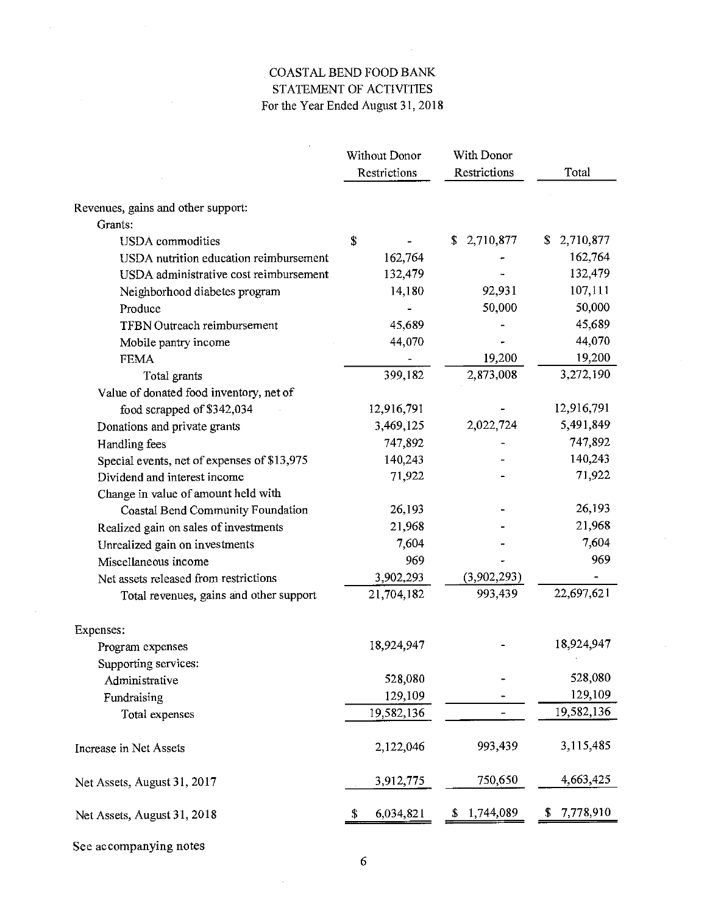# COASTAL BEND FOOD BANK
## STATEMENT OF ACTIVITIES
### For the Year Ended August 31, 2018

| | Without Donor Restrictions | With Donor Restrictions | Total |
|---|---|---|---|
| Revenues, gains and other support: | | | |
| Grants: | | | |
| USDA commodities | $ - | $ 2,710,877 | $ 2,710,877 |
| USDA nutrition education reimbursement | 162,764 | - | 162,764 |
| USDA administrative cost reimbursement | 132,479 | - | 132,479 |
| Neighborhood diabetes program | 14,180 | 92,931 | 107,111 |
| Produce | - | 50,000 | 50,000 |
| TFBN Outreach reimbursement | 45,689 | - | 45,689 |
| Mobile pantry income | 44,070 | - | 44,070 |
| FEMA | - | 19,200 | 19,200 |
| Total grants | 399,182 | 2,873,008 | 3,272,190 |
| Value of donated food inventory, net of food scrapped of $342,034 | 12,916,791 | - | 12,916,791 |
| Donations and private grants | 3,469,125 | 2,022,724 | 5,491,849 |
| Handling fees | 747,892 | - | 747,892 |
| Special events, net of expenses of $13,975 | 140,243 | - | 140,243 |
| Dividend and interest income | 71,922 | - | 71,922 |
| Change in value of amount held with Coastal Bend Community Foundation | 26,193 | - | 26,193 |
| Realized gain on sales of investments | 21,968 | - | 21,968 |
| Unrealized gain on investments | 7,604 | - | 7,604 |
| Miscellaneous income | 969 | - | 969 |
| Net assets released from restrictions | 3,902,293 | (3,902,293) | - |
| Total revenues, gains and other support | 21,704,182 | 993,439 | 22,697,621 |
| Expenses: | | | |
| Program expenses | 18,924,947 | - | 18,924,947 |
| Supporting services: | | | |
| Administrative | 528,080 | - | 528,080 |
| Fundraising | 129,109 | - | 129,109 |
| Total expenses | 19,582,136 | - | 19,582,136 |
| Increase in Net Assets | 2,122,046 | 993,439 | 3,115,485 |
| Net Assets, August 31, 2017 | 3,912,775 | 750,650 | 4,663,425 |
| Net Assets, August 31, 2018 | $ 6,034,821 | $ 1,744,089 | $ 7,778,910 |

See accompanying notes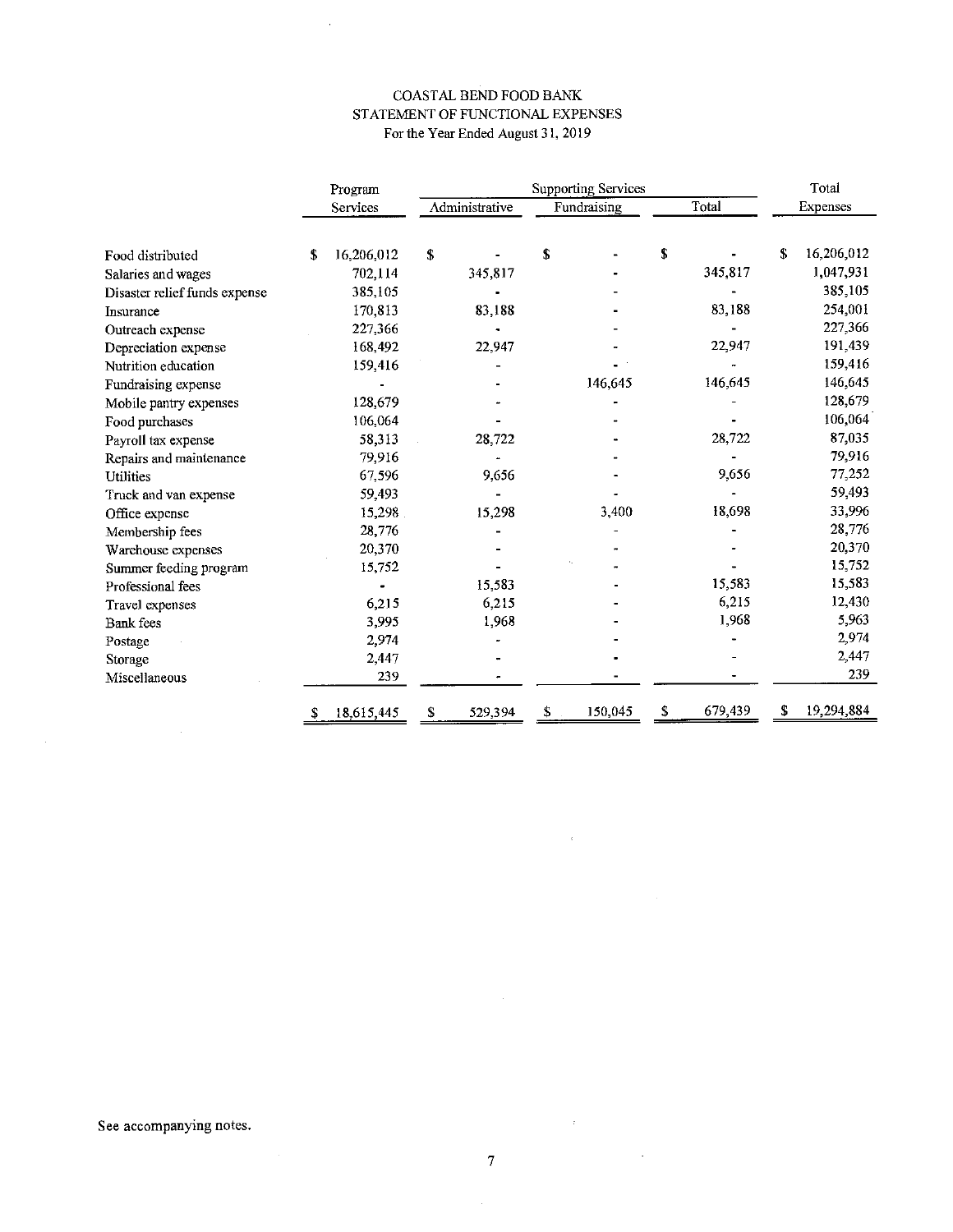# COASTAL BEND FOOD BANK
## STATEMENT OF FUNCTIONAL EXPENSES
For the Year Ended August 31, 2019

| | Program Services | Supporting Services | | | Total Expenses |
|---|---|---|---|---|---|
| | | Administrative | Fundraising | Total | |
| Food distributed | $ 16,206,012 | $ - | $ - | $ - | $ 16,206,012 |
| Salaries and wages | 702,114 | 345,817 | - | 345,817 | 1,047,931 |
| Disaster relief funds expense | 385,105 | - | - | - | 385,105 |
| Insurance | 170,813 | 83,188 | - | 83,188 | 254,001 |
| Outreach expense | 227,366 | - | - | - | 227,366 |
| Depreciation expense | 168,492 | 22,947 | - | 22,947 | 191,439 |
| Nutrition education | 159,416 | - | - | - | 159,416 |
| Fundraising expense | - | - | 146,645 | 146,645 | 146,645 |
| Mobile pantry expenses | 128,679 | - | - | - | 128,679 |
| Food purchases | 106,064 | - | - | - | 106,064 |
| Payroll tax expense | 58,313 | 28,722 | - | 28,722 | 87,035 |
| Repairs and maintenance | 79,916 | - | - | - | 79,916 |
| Utilities | 67,596 | 9,656 | - | 9,656 | 77,252 |
| Truck and van expense | 59,493 | - | - | - | 59,493 |
| Office expense | 15,298 | 15,298 | 3,400 | 18,698 | 33,996 |
| Membership fees | 28,776 | - | - | - | 28,776 |
| Warehouse expenses | 20,370 | - | - | - | 20,370 |
| Summer feeding program | 15,752 | - | - | - | 15,752 |
| Professional fees | - | 15,583 | - | 15,583 | 15,583 |
| Travel expenses | 6,215 | 6,215 | - | 6,215 | 12,430 |
| Bank fees | 3,995 | 1,968 | - | 1,968 | 5,963 |
| Postage | 2,974 | - | - | - | 2,974 |
| Storage | 2,447 | - | - | - | 2,447 |
| Miscellaneous | 239 | - | - | - | 239 |
| | $ 18,615,445 | $ 529,394 | $ 150,045 | $ 679,439 | $ 19,294,884 |

See accompanying notes.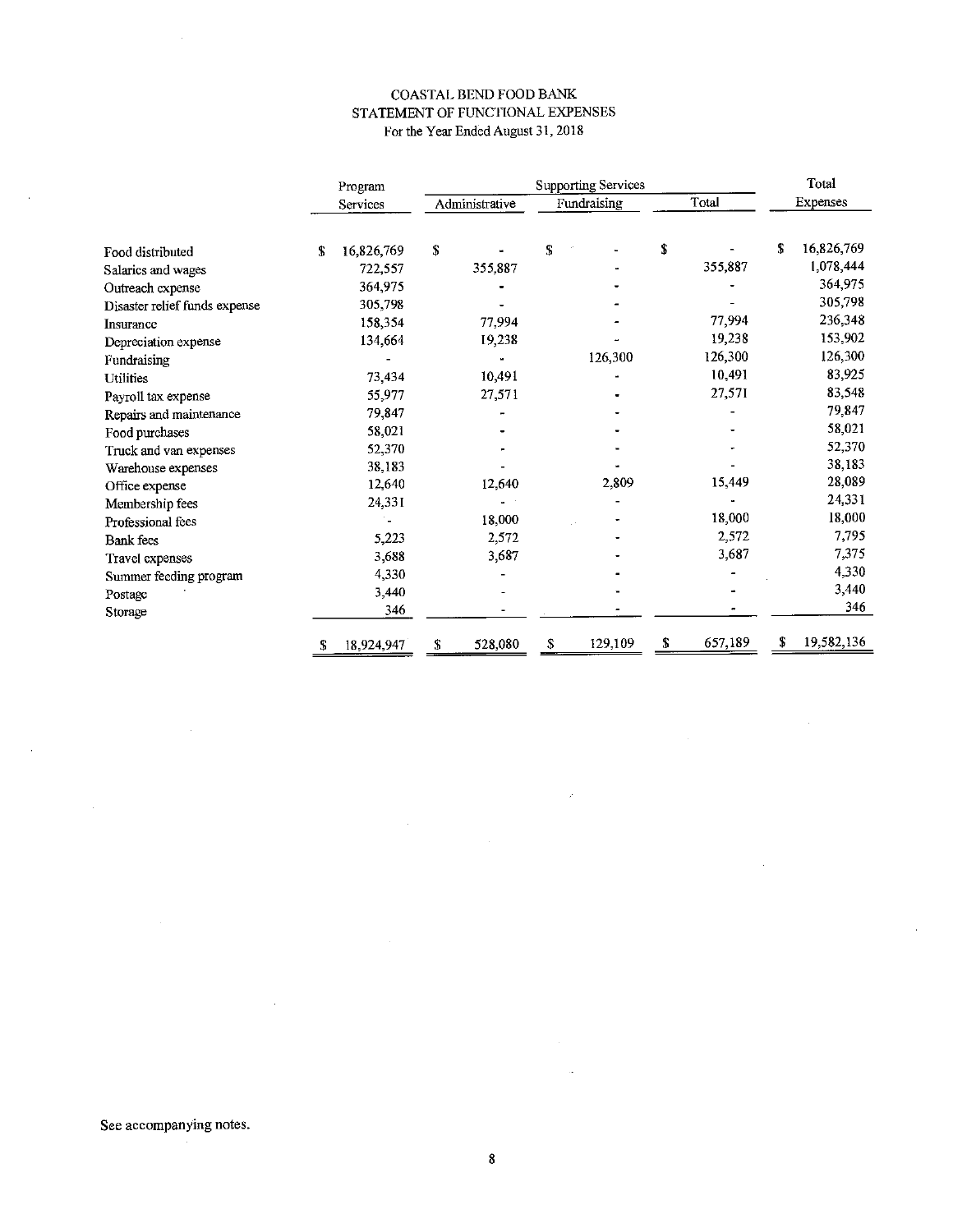# COASTAL BEND FOOD BANK
## STATEMENT OF FUNCTIONAL EXPENSES
For the Year Ended August 31, 2018

| | Program Services | Supporting Services | | | Total Expenses |
|---|---|---|---|---|---|
| | | Administrative | Fundraising | Total | |
| Food distributed | $ 16,826,769 | $ - | $ - | $ - | $ 16,826,769 |
| Salaries and wages | 722,557 | 355,887 | - | 355,887 | 1,078,444 |
| Outreach expense | 364,975 | - | - | - | 364,975 |
| Disaster relief funds expense | 305,798 | - | - | - | 305,798 |
| Insurance | 158,354 | 77,994 | - | 77,994 | 236,348 |
| Depreciation expense | 134,664 | 19,238 | - | 19,238 | 153,902 |
| Fundraising | - | - | 126,300 | 126,300 | 126,300 |
| Utilities | 73,434 | 10,491 | - | 10,491 | 83,925 |
| Payroll tax expense | 55,977 | 27,571 | - | 27,571 | 83,548 |
| Repairs and maintenance | 79,847 | - | - | - | 79,847 |
| Food purchases | 58,021 | - | - | - | 58,021 |
| Truck and van expenses | 52,370 | - | - | - | 52,370 |
| Warehouse expenses | 38,183 | - | - | - | 38,183 |
| Office expense | 12,640 | 12,640 | 2,809 | 15,449 | 28,089 |
| Membership fees | 24,331 | - | - | - | 24,331 |
| Professional fees | - | 18,000 | - | 18,000 | 18,000 |
| Bank fees | 5,223 | 2,572 | - | 2,572 | 7,795 |
| Travel expenses | 3,688 | 3,687 | - | 3,687 | 7,375 |
| Summer feeding program | 4,330 | - | - | - | 4,330 |
| Postage | 3,440 | - | - | - | 3,440 |
| Storage | 346 | - | - | - | 346 |
| | $ 18,924,947 | $ 528,080 | $ 129,109 | $ 657,189 | $ 19,582,136 |

See accompanying notes.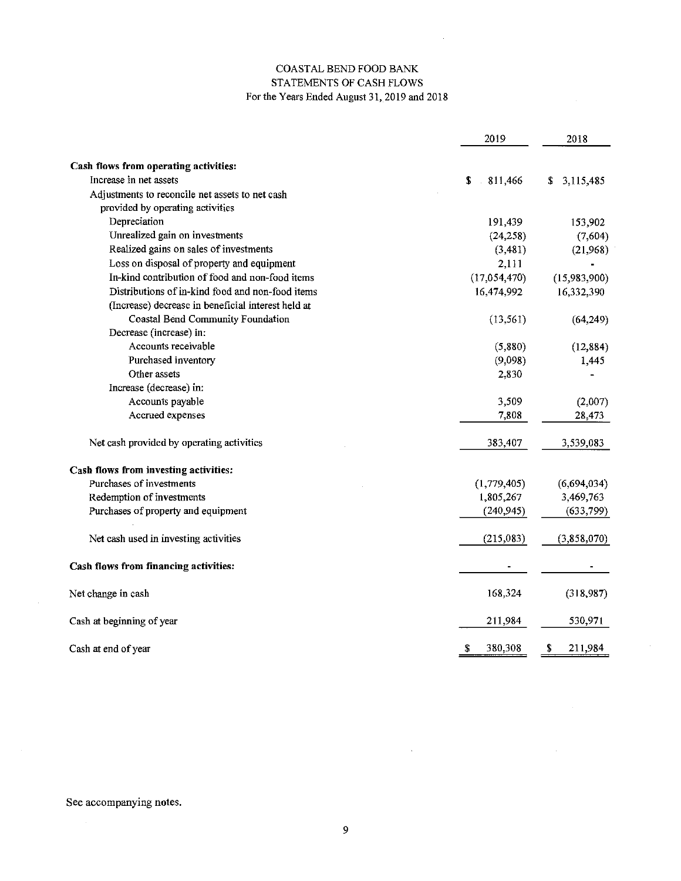# COASTAL BEND FOOD BANK
## STATEMENTS OF CASH FLOWS
### For the Years Ended August 31, 2019 and 2018

| | 2019 | 2018 |
|---|---|---|
| **Cash flows from operating activities:** | | |
| Increase in net assets | $ 811,466 | $ 3,115,485 |
| Adjustments to reconcile net assets to net cash provided by operating activities | | |
| Depreciation | 191,439 | 153,902 |
| Unrealized gain on investments | (24,258) | (7,604) |
| Realized gains on sales of investments | (3,481) | (21,968) |
| Loss on disposal of property and equipment | 2,111 | - |
| In-kind contribution of food and non-food items | (17,054,470) | (15,983,900) |
| Distributions of in-kind food and non-food items | 16,474,992 | 16,332,390 |
| (Increase) decrease in beneficial interest held at Coastal Bend Community Foundation | (13,561) | (64,249) |
| Decrease (increase) in: | | |
| Accounts receivable | (5,880) | (12,884) |
| Purchased inventory | (9,098) | 1,445 |
| Other assets | 2,830 | - |
| Increase (decrease) in: | | |
| Accounts payable | 3,509 | (2,007) |
| Accrued expenses | 7,808 | 28,473 |
| Net cash provided by operating activities | 383,407 | 3,539,083 |
| **Cash flows from investing activities:** | | |
| Purchases of investments | (1,779,405) | (6,694,034) |
| Redemption of investments | 1,805,267 | 3,469,763 |
| Purchases of property and equipment | (240,945) | (633,799) |
| Net cash used in investing activities | (215,083) | (3,858,070) |
| **Cash flows from financing activities:** | - | - |
| Net change in cash | 168,324 | (318,987) |
| Cash at beginning of year | 211,984 | 530,971 |
| Cash at end of year | $ 380,308 | $ 211,984 |

See accompanying notes.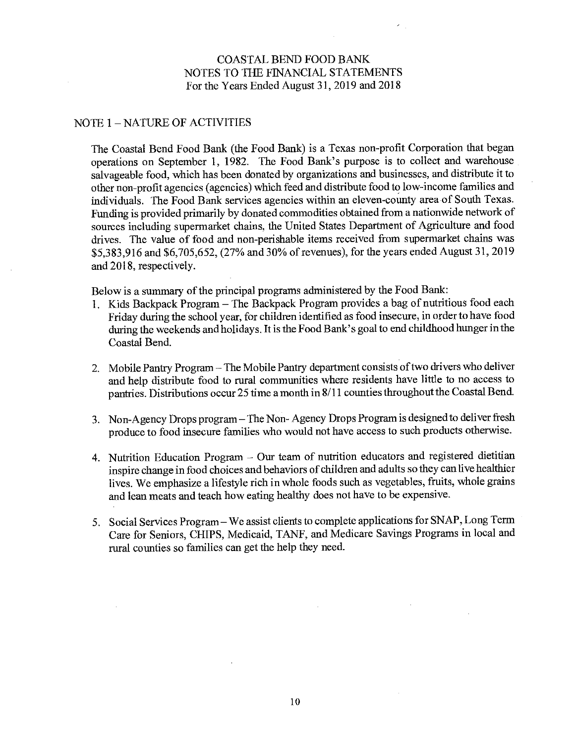# COASTAL BEND FOOD BANK
## NOTES TO THE FINANCIAL STATEMENTS
### For the Years Ended August 31, 2019 and 2018

## NOTE 1 – NATURE OF ACTIVITIES

The Coastal Bend Food Bank (the Food Bank) is a Texas non-profit Corporation that began operations on September 1, 1982. The Food Bank's purpose is to collect and warehouse salvageable food, which has been donated by organizations and businesses, and distribute it to other non-profit agencies (agencies) which feed and distribute food to low-income families and individuals. The Food Bank services agencies within an eleven-county area of South Texas. Funding is provided primarily by donated commodities obtained from a nationwide network of sources including supermarket chains, the United States Department of Agriculture and food drives. The value of food and non-perishable items received from supermarket chains was $5,383,916 and $6,705,652, (27% and 30% of revenues), for the years ended August 31, 2019 and 2018, respectively.

Below is a summary of the principal programs administered by the Food Bank:

1. Kids Backpack Program – The Backpack Program provides a bag of nutritious food each Friday during the school year, for children identified as food insecure, in order to have food during the weekends and holidays. It is the Food Bank's goal to end childhood hunger in the Coastal Bend.

2. Mobile Pantry Program – The Mobile Pantry department consists of two drivers who deliver and help distribute food to rural communities where residents have little to no access to pantries. Distributions occur 25 time a month in 8/11 counties throughout the Coastal Bend.

3. Non-Agency Drops program – The Non- Agency Drops Program is designed to deliver fresh produce to food insecure families who would not have access to such products otherwise.

4. Nutrition Education Program – Our team of nutrition educators and registered dietitian inspire change in food choices and behaviors of children and adults so they can live healthier lives. We emphasize a lifestyle rich in whole foods such as vegetables, fruits, whole grains and lean meats and teach how eating healthy does not have to be expensive.

5. Social Services Program – We assist clients to complete applications for SNAP, Long Term Care for Seniors, CHIPS, Medicaid, TANF, and Medicare Savings Programs in local and rural counties so families can get the help they need.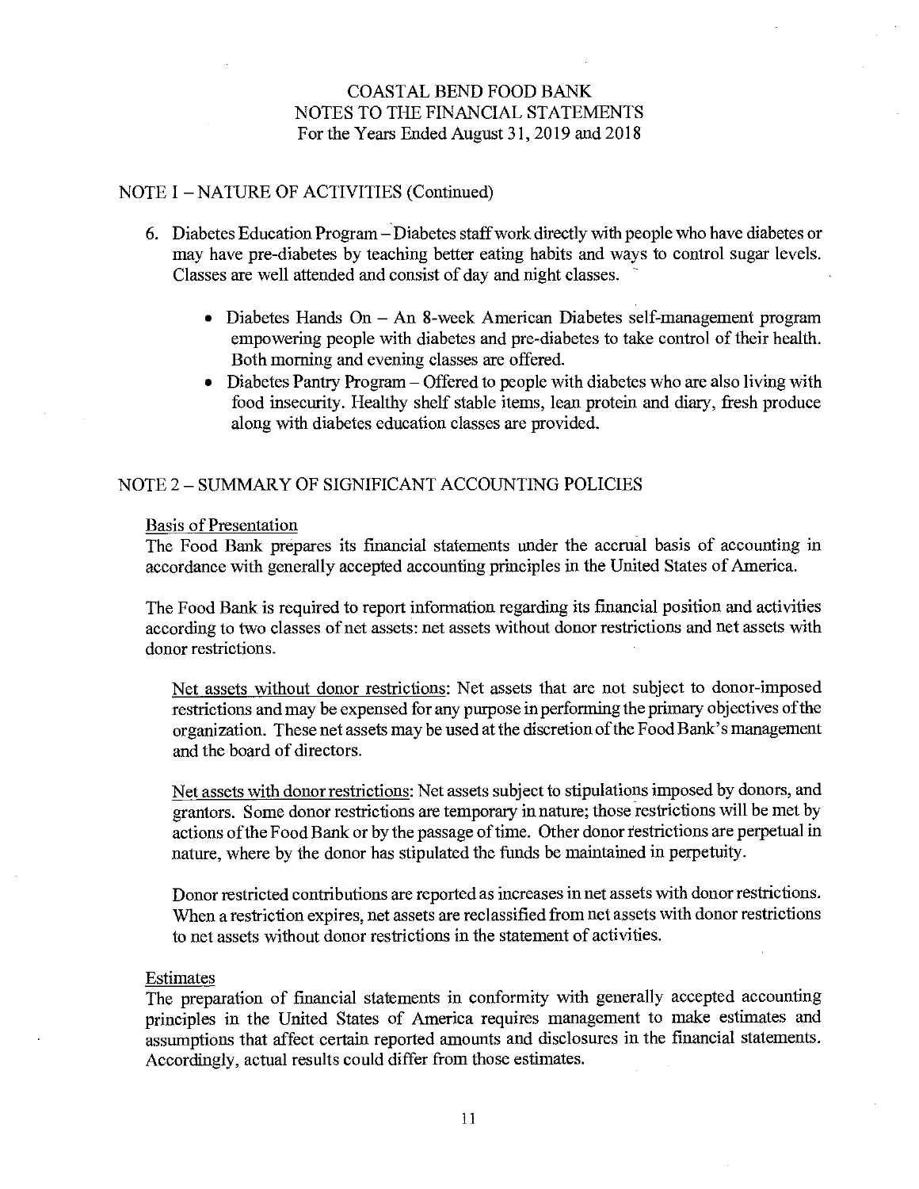## NOTE 1 – NATURE OF ACTIVITIES (Continued)

6. Diabetes Education Program – Diabetes staff work directly with people who have diabetes or may have pre-diabetes by teaching better eating habits and ways to control sugar levels. Classes are well attended and consist of day and night classes.

   - Diabetes Hands On – An 8-week American Diabetes self-management program empowering people with diabetes and pre-diabetes to take control of their health. Both morning and evening classes are offered.
   - Diabetes Pantry Program – Offered to people with diabetes who are also living with food insecurity. Healthy shelf stable items, lean protein and diary, fresh produce along with diabetes education classes are provided.

## NOTE 2 – SUMMARY OF SIGNIFICANT ACCOUNTING POLICIES

Basis of Presentation

The Food Bank prepares its financial statements under the accrual basis of accounting in accordance with generally accepted accounting principles in the United States of America.

The Food Bank is required to report information regarding its financial position and activities according to two classes of net assets: net assets without donor restrictions and net assets with donor restrictions.

Net assets without donor restrictions: Net assets that are not subject to donor-imposed restrictions and may be expensed for any purpose in performing the primary objectives of the organization. These net assets may be used at the discretion of the Food Bank's management and the board of directors.

Net assets with donor restrictions: Net assets subject to stipulations imposed by donors, and grantors. Some donor restrictions are temporary in nature; those restrictions will be met by actions of the Food Bank or by the passage of time. Other donor restrictions are perpetual in nature, where by the donor has stipulated the funds be maintained in perpetuity.

Donor restricted contributions are reported as increases in net assets with donor restrictions. When a restriction expires, net assets are reclassified from net assets with donor restrictions to net assets without donor restrictions in the statement of activities.

Estimates

The preparation of financial statements in conformity with generally accepted accounting principles in the United States of America requires management to make estimates and assumptions that affect certain reported amounts and disclosures in the financial statements. Accordingly, actual results could differ from those estimates.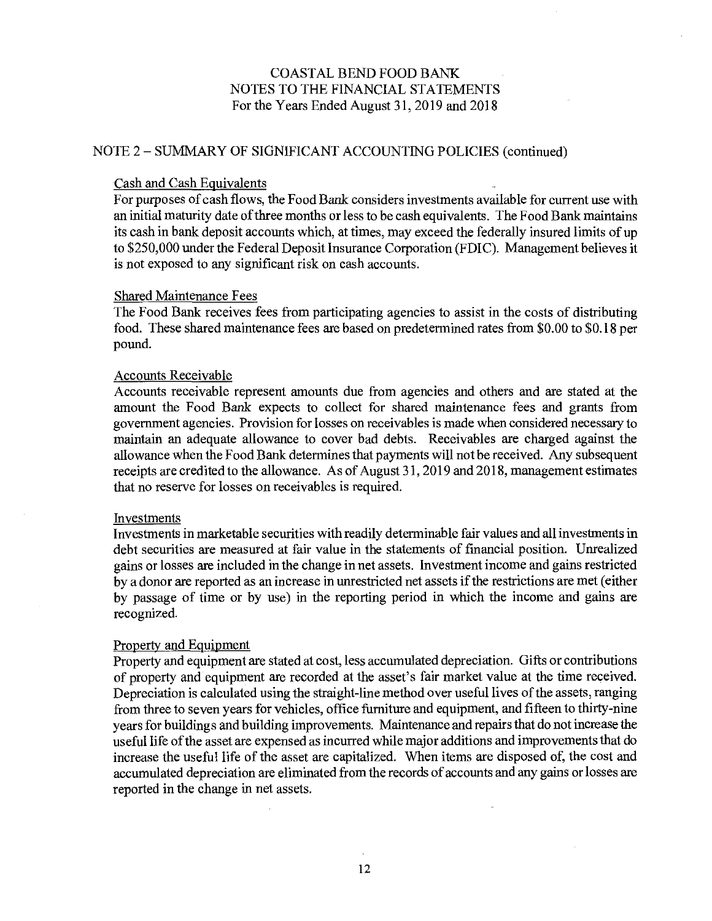# COASTAL BEND FOOD BANK
## NOTES TO THE FINANCIAL STATEMENTS
### For the Years Ended August 31, 2019 and 2018

## NOTE 2 – SUMMARY OF SIGNIFICANT ACCOUNTING POLICIES (continued)

### Cash and Cash Equivalents

For purposes of cash flows, the Food Bank considers investments available for current use with an initial maturity date of three months or less to be cash equivalents. The Food Bank maintains its cash in bank deposit accounts which, at times, may exceed the federally insured limits of up to $250,000 under the Federal Deposit Insurance Corporation (FDIC). Management believes it is not exposed to any significant risk on cash accounts.

### Shared Maintenance Fees

The Food Bank receives fees from participating agencies to assist in the costs of distributing food. These shared maintenance fees are based on predetermined rates from $0.00 to $0.18 per pound.

### Accounts Receivable

Accounts receivable represent amounts due from agencies and others and are stated at the amount the Food Bank expects to collect for shared maintenance fees and grants from government agencies. Provision for losses on receivables is made when considered necessary to maintain an adequate allowance to cover bad debts. Receivables are charged against the allowance when the Food Bank determines that payments will not be received. Any subsequent receipts are credited to the allowance. As of August 31, 2019 and 2018, management estimates that no reserve for losses on receivables is required.

### Investments

Investments in marketable securities with readily determinable fair values and all investments in debt securities are measured at fair value in the statements of financial position. Unrealized gains or losses are included in the change in net assets. Investment income and gains restricted by a donor are reported as an increase in unrestricted net assets if the restrictions are met (either by passage of time or by use) in the reporting period in which the income and gains are recognized.

### Property and Equipment

Property and equipment are stated at cost, less accumulated depreciation. Gifts or contributions of property and equipment are recorded at the asset's fair market value at the time received. Depreciation is calculated using the straight-line method over useful lives of the assets, ranging from three to seven years for vehicles, office furniture and equipment, and fifteen to thirty-nine years for buildings and building improvements. Maintenance and repairs that do not increase the useful life of the asset are expensed as incurred while major additions and improvements that do increase the useful life of the asset are capitalized. When items are disposed of, the cost and accumulated depreciation are eliminated from the records of accounts and any gains or losses are reported in the change in net assets.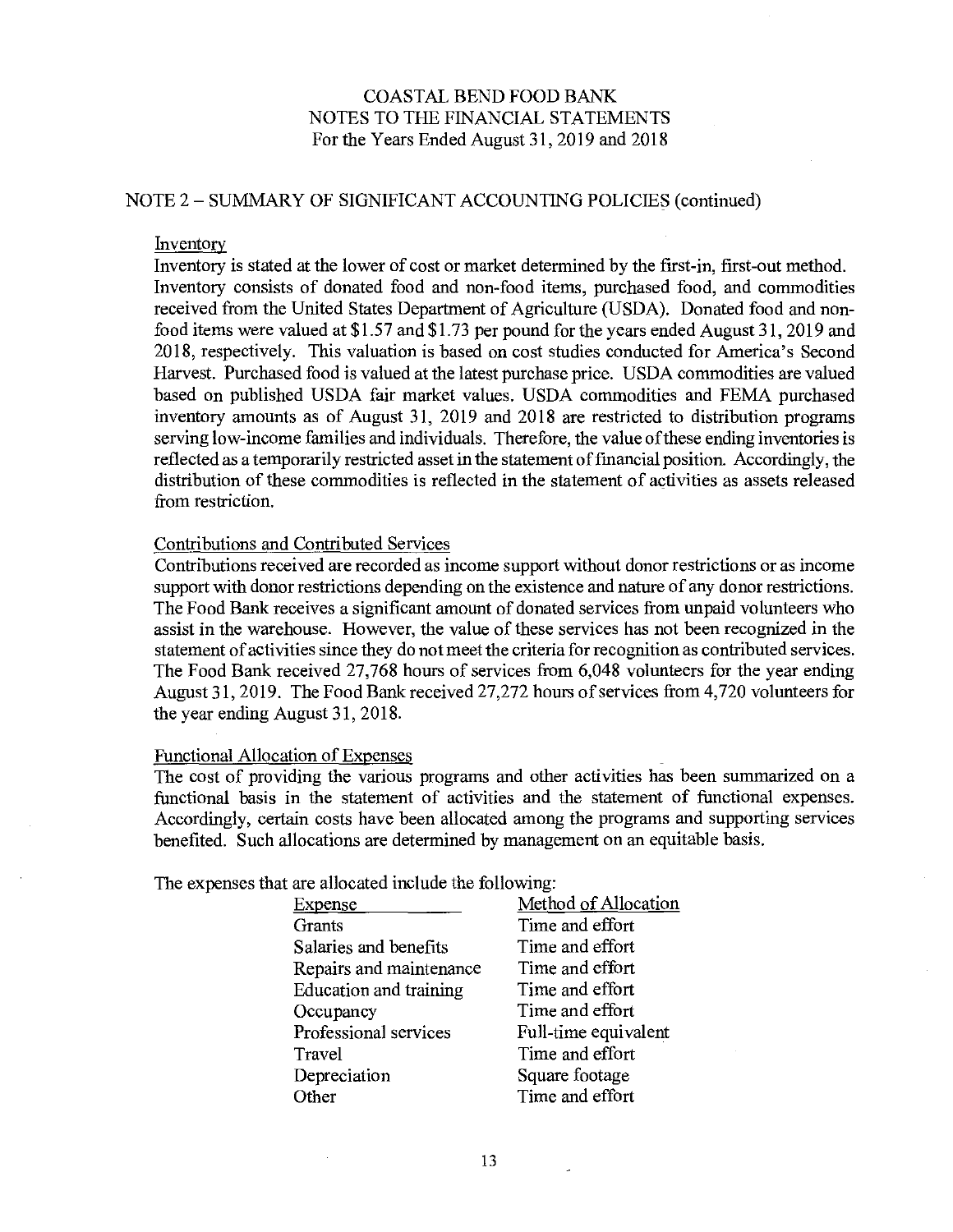COASTAL BEND FOOD BANK
NOTES TO THE FINANCIAL STATEMENTS
For the Years Ended August 31, 2019 and 2018

## NOTE 2 – SUMMARY OF SIGNIFICANT ACCOUNTING POLICIES (continued)

### Inventory

Inventory is stated at the lower of cost or market determined by the first-in, first-out method. Inventory consists of donated food and non-food items, purchased food, and commodities received from the United States Department of Agriculture (USDA). Donated food and non-food items were valued at $1.57 and $1.73 per pound for the years ended August 31, 2019 and 2018, respectively. This valuation is based on cost studies conducted for America's Second Harvest. Purchased food is valued at the latest purchase price. USDA commodities are valued based on published USDA fair market values. USDA commodities and FEMA purchased inventory amounts as of August 31, 2019 and 2018 are restricted to distribution programs serving low-income families and individuals. Therefore, the value of these ending inventories is reflected as a temporarily restricted asset in the statement of financial position. Accordingly, the distribution of these commodities is reflected in the statement of activities as assets released from restriction.

### Contributions and Contributed Services

Contributions received are recorded as income support without donor restrictions or as income support with donor restrictions depending on the existence and nature of any donor restrictions. The Food Bank receives a significant amount of donated services from unpaid volunteers who assist in the warehouse. However, the value of these services has not been recognized in the statement of activities since they do not meet the criteria for recognition as contributed services. The Food Bank received 27,768 hours of services from 6,048 volunteers for the year ending August 31, 2019. The Food Bank received 27,272 hours of services from 4,720 volunteers for the year ending August 31, 2018.

### Functional Allocation of Expenses

The cost of providing the various programs and other activities has been summarized on a functional basis in the statement of activities and the statement of functional expenses. Accordingly, certain costs have been allocated among the programs and supporting services benefited. Such allocations are determined by management on an equitable basis.

The expenses that are allocated include the following:

| Expense | Method of Allocation |
|---|---|
| Grants | Time and effort |
| Salaries and benefits | Time and effort |
| Repairs and maintenance | Time and effort |
| Education and training | Time and effort |
| Occupancy | Time and effort |
| Professional services | Full-time equivalent |
| Travel | Time and effort |
| Depreciation | Square footage |
| Other | Time and effort |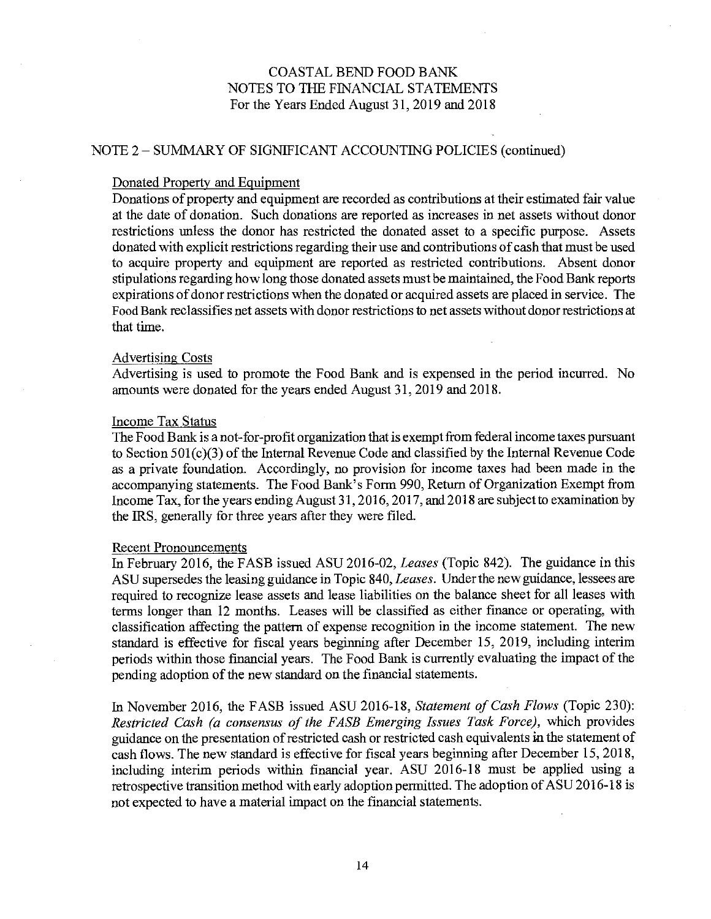COASTAL BEND FOOD BANK
NOTES TO THE FINANCIAL STATEMENTS
For the Years Ended August 31, 2019 and 2018

## NOTE 2 – SUMMARY OF SIGNIFICANT ACCOUNTING POLICIES (continued)

### Donated Property and Equipment

Donations of property and equipment are recorded as contributions at their estimated fair value at the date of donation. Such donations are reported as increases in net assets without donor restrictions unless the donor has restricted the donated asset to a specific purpose. Assets donated with explicit restrictions regarding their use and contributions of cash that must be used to acquire property and equipment are reported as restricted contributions. Absent donor stipulations regarding how long those donated assets must be maintained, the Food Bank reports expirations of donor restrictions when the donated or acquired assets are placed in service. The Food Bank reclassifies net assets with donor restrictions to net assets without donor restrictions at that time.

### Advertising Costs

Advertising is used to promote the Food Bank and is expensed in the period incurred. No amounts were donated for the years ended August 31, 2019 and 2018.

### Income Tax Status

The Food Bank is a not-for-profit organization that is exempt from federal income taxes pursuant to Section 501(c)(3) of the Internal Revenue Code and classified by the Internal Revenue Code as a private foundation. Accordingly, no provision for income taxes had been made in the accompanying statements. The Food Bank's Form 990, Return of Organization Exempt from Income Tax, for the years ending August 31, 2016, 2017, and 2018 are subject to examination by the IRS, generally for three years after they were filed.

### Recent Pronouncements

In February 2016, the FASB issued ASU 2016-02, *Leases* (Topic 842). The guidance in this ASU supersedes the leasing guidance in Topic 840, *Leases*. Under the new guidance, lessees are required to recognize lease assets and lease liabilities on the balance sheet for all leases with terms longer than 12 months. Leases will be classified as either finance or operating, with classification affecting the pattern of expense recognition in the income statement. The new standard is effective for fiscal years beginning after December 15, 2019, including interim periods within those financial years. The Food Bank is currently evaluating the impact of the pending adoption of the new standard on the financial statements.

In November 2016, the FASB issued ASU 2016-18, *Statement of Cash Flows* (Topic 230): *Restricted Cash (a consensus of the FASB Emerging Issues Task Force)*, which provides guidance on the presentation of restricted cash or restricted cash equivalents in the statement of cash flows. The new standard is effective for fiscal years beginning after December 15, 2018, including interim periods within financial year. ASU 2016-18 must be applied using a retrospective transition method with early adoption permitted. The adoption of ASU 2016-18 is not expected to have a material impact on the financial statements.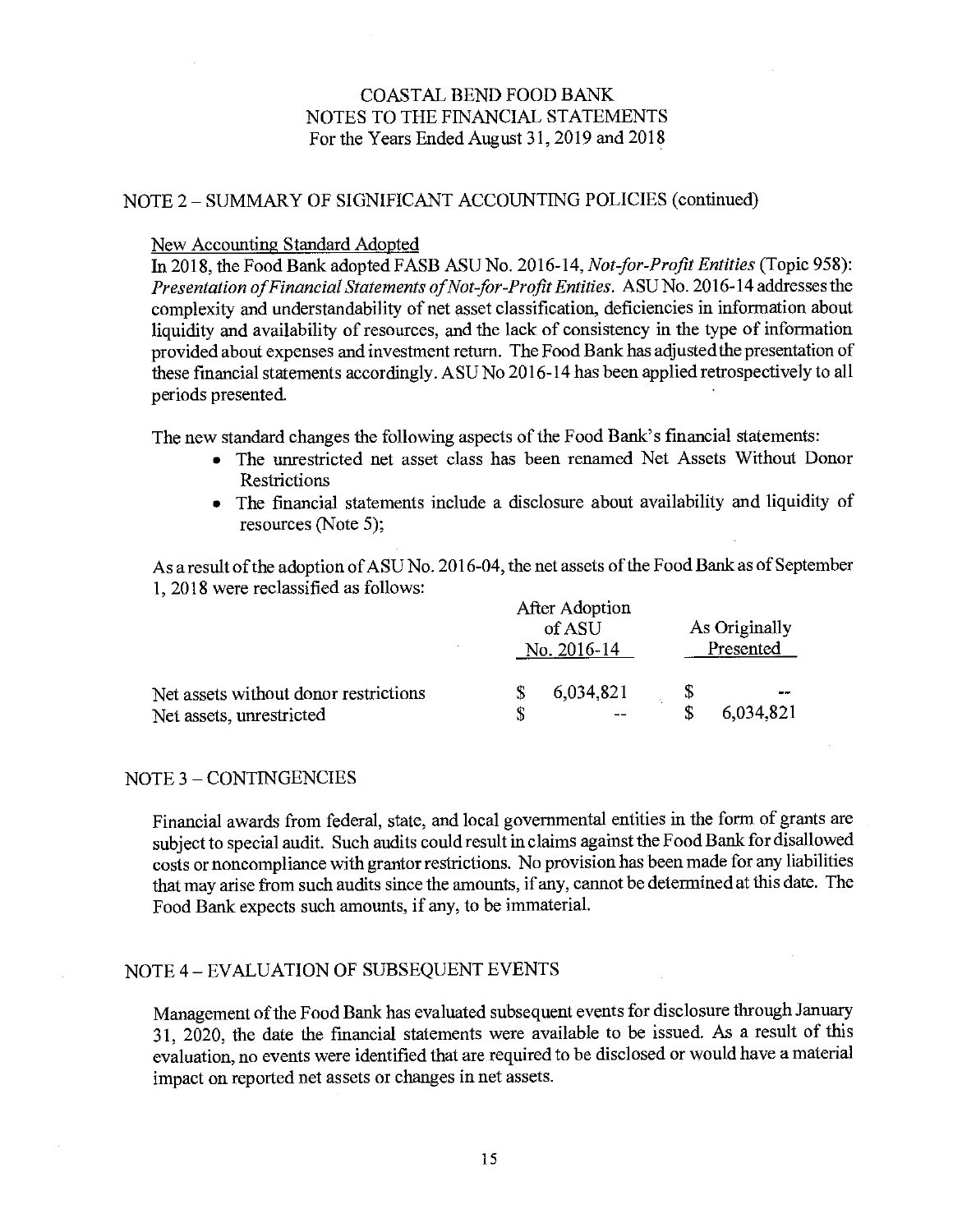# COASTAL BEND FOOD BANK
## NOTES TO THE FINANCIAL STATEMENTS
### For the Years Ended August 31, 2019 and 2018

## NOTE 2 – SUMMARY OF SIGNIFICANT ACCOUNTING POLICIES (continued)

New Accounting Standard Adopted

In 2018, the Food Bank adopted FASB ASU No. 2016-14, *Not-for-Profit Entities* (Topic 958): *Presentation of Financial Statements of Not-for-Profit Entities*. ASU No. 2016-14 addresses the complexity and understandability of net asset classification, deficiencies in information about liquidity and availability of resources, and the lack of consistency in the type of information provided about expenses and investment return. The Food Bank has adjusted the presentation of these financial statements accordingly. ASU No 2016-14 has been applied retrospectively to all periods presented.

The new standard changes the following aspects of the Food Bank's financial statements:

- The unrestricted net asset class has been renamed Net Assets Without Donor Restrictions
- The financial statements include a disclosure about availability and liquidity of resources (Note 5);

As a result of the adoption of ASU No. 2016-04, the net assets of the Food Bank as of September 1, 2018 were reclassified as follows:

| | After Adoption of ASU No. 2016-14 | As Originally Presented |
|---|---|---|
| Net assets without donor restrictions | $ 6,034,821 | $ -- |
| Net assets, unrestricted | $ -- | $ 6,034,821 |

## NOTE 3 – CONTINGENCIES

Financial awards from federal, state, and local governmental entities in the form of grants are subject to special audit. Such audits could result in claims against the Food Bank for disallowed costs or noncompliance with grantor restrictions. No provision has been made for any liabilities that may arise from such audits since the amounts, if any, cannot be determined at this date. The Food Bank expects such amounts, if any, to be immaterial.

## NOTE 4 – EVALUATION OF SUBSEQUENT EVENTS

Management of the Food Bank has evaluated subsequent events for disclosure through January 31, 2020, the date the financial statements were available to be issued. As a result of this evaluation, no events were identified that are required to be disclosed or would have a material impact on reported net assets or changes in net assets.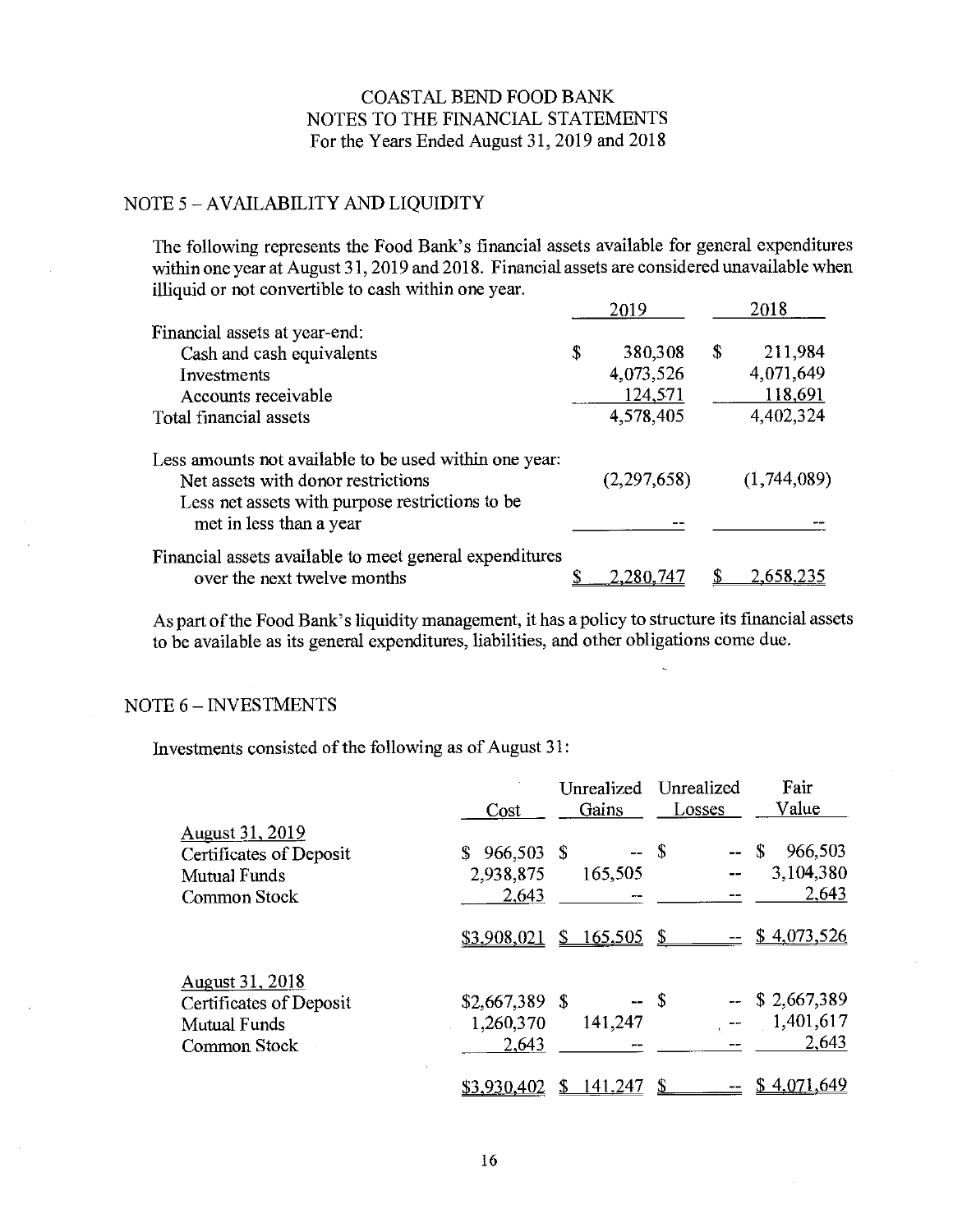COASTAL BEND FOOD BANK
NOTES TO THE FINANCIAL STATEMENTS
For the Years Ended August 31, 2019 and 2018

## NOTE 5 – AVAILABILITY AND LIQUIDITY

The following represents the Food Bank's financial assets available for general expenditures within one year at August 31, 2019 and 2018. Financial assets are considered unavailable when illiquid or not convertible to cash within one year.

| | 2019 | 2018 |
|---|---|---|
| Financial assets at year-end: | | |
| Cash and cash equivalents | $ 380,308 | $ 211,984 |
| Investments | 4,073,526 | 4,071,649 |
| Accounts receivable | 124,571 | 118,691 |
| Total financial assets | 4,578,405 | 4,402,324 |
| Less amounts not available to be used within one year: | | |
| Net assets with donor restrictions | (2,297,658) | (1,744,089) |
| Less net assets with purpose restrictions to be met in less than a year | -- | -- |
| Financial assets available to meet general expenditures over the next twelve months | $ 2,280,747 | $ 2,658,235 |

As part of the Food Bank's liquidity management, it has a policy to structure its financial assets to be available as its general expenditures, liabilities, and other obligations come due.

## NOTE 6 – INVESTMENTS

Investments consisted of the following as of August 31:

| | Cost | Unrealized Gains | Unrealized Losses | Fair Value |
|---|---|---|---|---|
| August 31, 2019 | | | | |
| Certificates of Deposit | $ 966,503 | $ -- | $ -- | $ 966,503 |
| Mutual Funds | 2,938,875 | 165,505 | -- | 3,104,380 |
| Common Stock | 2,643 | -- | -- | 2,643 |
| | $3,908,021 | $ 165,505 | $ -- | $ 4,073,526 |
| August 31, 2018 | | | | |
| Certificates of Deposit | $2,667,389 | $ -- | $ -- | $ 2,667,389 |
| Mutual Funds | 1,260,370 | 141,247 | -- | 1,401,617 |
| Common Stock | 2,643 | -- | -- | 2,643 |
| | $3,930,402 | $ 141,247 | $ -- | $ 4,071,649 |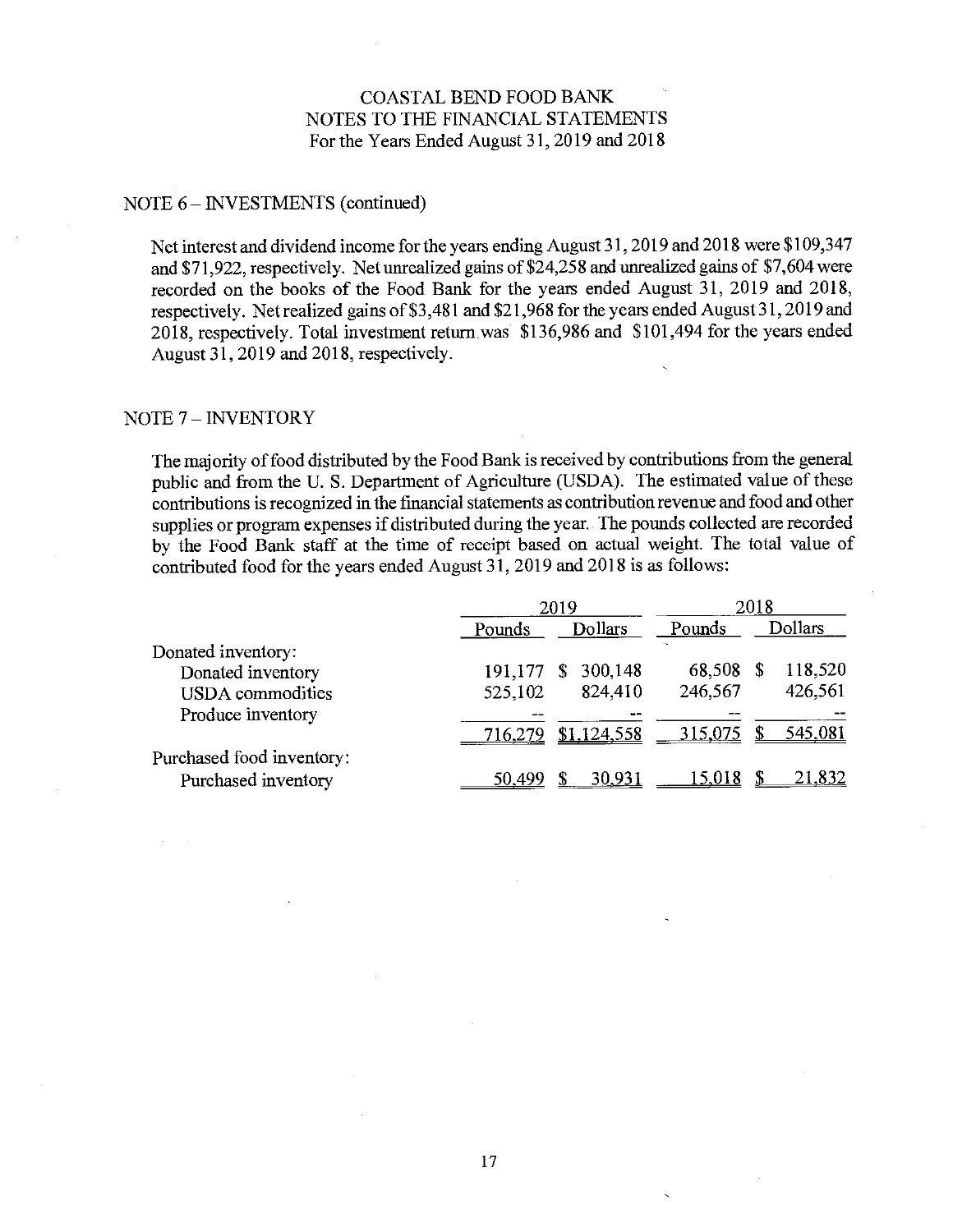# COASTAL BEND FOOD BANK
# NOTES TO THE FINANCIAL STATEMENTS
For the Years Ended August 31, 2019 and 2018

## NOTE 6 – INVESTMENTS (continued)

Net interest and dividend income for the years ending August 31, 2019 and 2018 were $109,347 and $71,922, respectively. Net unrealized gains of $24,258 and unrealized gains of $7,604 were recorded on the books of the Food Bank for the years ended August 31, 2019 and 2018, respectively. Net realized gains of $3,481 and $21,968 for the years ended August 31, 2019 and 2018, respectively. Total investment return was $136,986 and $101,494 for the years ended August 31, 2019 and 2018, respectively.

## NOTE 7 – INVENTORY

The majority of food distributed by the Food Bank is received by contributions from the general public and from the U. S. Department of Agriculture (USDA). The estimated value of these contributions is recognized in the financial statements as contribution revenue and food and other supplies or program expenses if distributed during the year. The pounds collected are recorded by the Food Bank staff at the time of receipt based on actual weight. The total value of contributed food for the years ended August 31, 2019 and 2018 is as follows:

| | 2019 | | 2018 | |
|---|---|---|---|---|
| | Pounds | Dollars | Pounds | Dollars |
| Donated inventory: | | | | |
| Donated inventory | 191,177 | $ 300,148 | 68,508 | $ 118,520 |
| USDA commodities | 525,102 | 824,410 | 246,567 | 426,561 |
| Produce inventory | -- | -- | -- | -- |
| | 716,279 | $1,124,558 | 315,075 | $ 545,081 |
| Purchased food inventory: | | | | |
| Purchased inventory | 50,499 | $ 30,931 | 15,018 | $ 21,832 |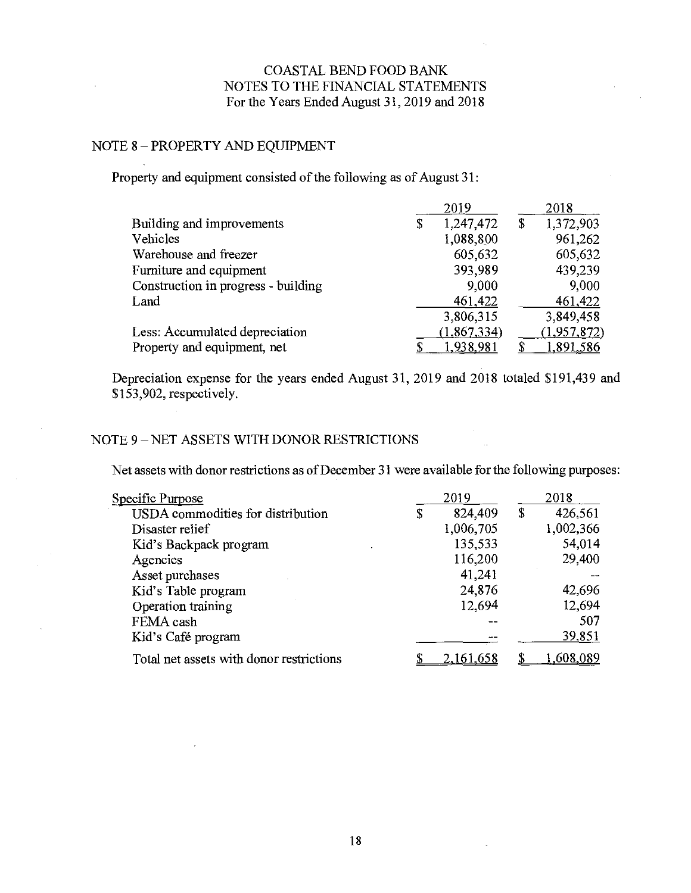COASTAL BEND FOOD BANK
NOTES TO THE FINANCIAL STATEMENTS
For the Years Ended August 31, 2019 and 2018

## NOTE 8 – PROPERTY AND EQUIPMENT

Property and equipment consisted of the following as of August 31:

| | 2019 | 2018 |
|---|---|---|
| Building and improvements | $ 1,247,472 | $ 1,372,903 |
| Vehicles | 1,088,800 | 961,262 |
| Warehouse and freezer | 605,632 | 605,632 |
| Furniture and equipment | 393,989 | 439,239 |
| Construction in progress - building | 9,000 | 9,000 |
| Land | 461,422 | 461,422 |
| | 3,806,315 | 3,849,458 |
| Less: Accumulated depreciation | (1,867,334) | (1,957,872) |
| Property and equipment, net | $ 1,938,981 | $ 1,891,586 |

Depreciation expense for the years ended August 31, 2019 and 2018 totaled $191,439 and $153,902, respectively.

## NOTE 9 – NET ASSETS WITH DONOR RESTRICTIONS

Net assets with donor restrictions as of December 31 were available for the following purposes:

| Specific Purpose | 2019 | 2018 |
|---|---|---|
| USDA commodities for distribution | $ 824,409 | $ 426,561 |
| Disaster relief | 1,006,705 | 1,002,366 |
| Kid's Backpack program | 135,533 | 54,014 |
| Agencies | 116,200 | 29,400 |
| Asset purchases | 41,241 | -- |
| Kid's Table program | 24,876 | 42,696 |
| Operation training | 12,694 | 12,694 |
| FEMA cash | -- | 507 |
| Kid's Café program | -- | 39,851 |
| Total net assets with donor restrictions | $ 2,161,658 | $ 1,608,089 |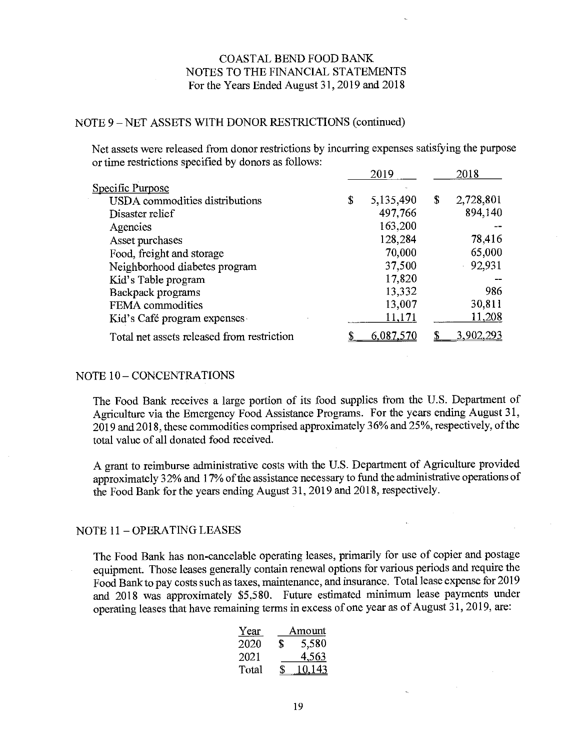COASTAL BEND FOOD BANK
NOTES TO THE FINANCIAL STATEMENTS
For the Years Ended August 31, 2019 and 2018

## NOTE 9 – NET ASSETS WITH DONOR RESTRICTIONS (continued)

Net assets were released from donor restrictions by incurring expenses satisfying the purpose or time restrictions specified by donors as follows:

| | 2019 | 2018 |
|---|---|---|
| Specific Purpose | | |
| USDA commodities distributions | $ 5,135,490 | $ 2,728,801 |
| Disaster relief | 497,766 | 894,140 |
| Agencies | 163,200 | -- |
| Asset purchases | 128,284 | 78,416 |
| Food, freight and storage | 70,000 | 65,000 |
| Neighborhood diabetes program | 37,500 | 92,931 |
| Kid's Table program | 17,820 | -- |
| Backpack programs | 13,332 | 986 |
| FEMA commodities | 13,007 | 30,811 |
| Kid's Café program expenses | 11,171 | 11,208 |
| Total net assets released from restriction | $ 6,087,570 | $ 3,902,293 |

## NOTE 10 – CONCENTRATIONS

The Food Bank receives a large portion of its food supplies from the U.S. Department of Agriculture via the Emergency Food Assistance Programs. For the years ending August 31, 2019 and 2018, these commodities comprised approximately 36% and 25%, respectively, of the total value of all donated food received.

A grant to reimburse administrative costs with the U.S. Department of Agriculture provided approximately 32% and 17% of the assistance necessary to fund the administrative operations of the Food Bank for the years ending August 31, 2019 and 2018, respectively.

## NOTE 11 – OPERATING LEASES

The Food Bank has non-cancelable operating leases, primarily for use of copier and postage equipment. Those leases generally contain renewal options for various periods and require the Food Bank to pay costs such as taxes, maintenance, and insurance. Total lease expense for 2019 and 2018 was approximately $5,580. Future estimated minimum lease payments under operating leases that have remaining terms in excess of one year as of August 31, 2019, are:

| Year | Amount |
|---|---|
| 2020 | $ 5,580 |
| 2021 | 4,563 |
| Total | $ 10,143 |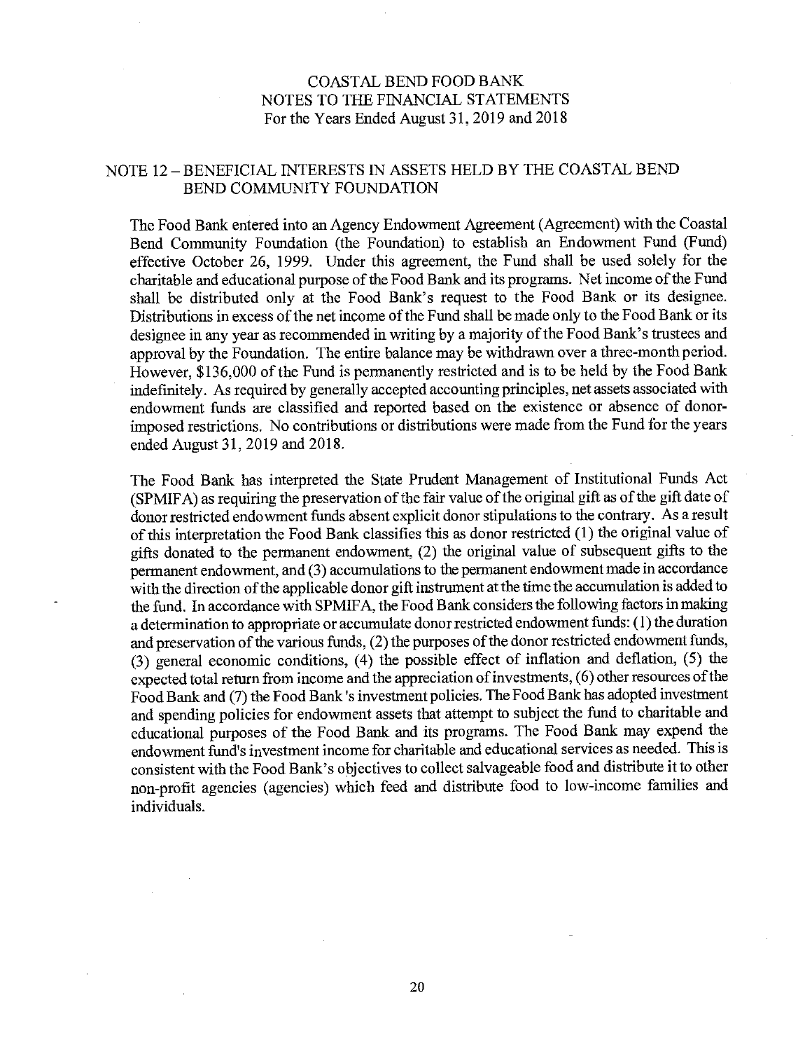# COASTAL BEND FOOD BANK
## NOTES TO THE FINANCIAL STATEMENTS
### For the Years Ended August 31, 2019 and 2018

## NOTE 12 – BENEFICIAL INTERESTS IN ASSETS HELD BY THE COASTAL BEND BEND COMMUNITY FOUNDATION

The Food Bank entered into an Agency Endowment Agreement (Agreement) with the Coastal Bend Community Foundation (the Foundation) to establish an Endowment Fund (Fund) effective October 26, 1999. Under this agreement, the Fund shall be used solely for the charitable and educational purpose of the Food Bank and its programs. Net income of the Fund shall be distributed only at the Food Bank's request to the Food Bank or its designee. Distributions in excess of the net income of the Fund shall be made only to the Food Bank or its designee in any year as recommended in writing by a majority of the Food Bank's trustees and approval by the Foundation. The entire balance may be withdrawn over a three-month period. However, $136,000 of the Fund is permanently restricted and is to be held by the Food Bank indefinitely. As required by generally accepted accounting principles, net assets associated with endowment funds are classified and reported based on the existence or absence of donor-imposed restrictions. No contributions or distributions were made from the Fund for the years ended August 31, 2019 and 2018.

The Food Bank has interpreted the State Prudent Management of Institutional Funds Act (SPMIFA) as requiring the preservation of the fair value of the original gift as of the gift date of donor restricted endowment funds absent explicit donor stipulations to the contrary. As a result of this interpretation the Food Bank classifies this as donor restricted (1) the original value of gifts donated to the permanent endowment, (2) the original value of subsequent gifts to the permanent endowment, and (3) accumulations to the permanent endowment made in accordance with the direction of the applicable donor gift instrument at the time the accumulation is added to the fund. In accordance with SPMIFA, the Food Bank considers the following factors in making a determination to appropriate or accumulate donor restricted endowment funds: (1) the duration and preservation of the various funds, (2) the purposes of the donor restricted endowment funds, (3) general economic conditions, (4) the possible effect of inflation and deflation, (5) the expected total return from income and the appreciation of investments, (6) other resources of the Food Bank and (7) the Food Bank's investment policies. The Food Bank has adopted investment and spending policies for endowment assets that attempt to subject the fund to charitable and educational purposes of the Food Bank and its programs. The Food Bank may expend the endowment fund's investment income for charitable and educational services as needed. This is consistent with the Food Bank's objectives to collect salvageable food and distribute it to other non-profit agencies (agencies) which feed and distribute food to low-income families and individuals.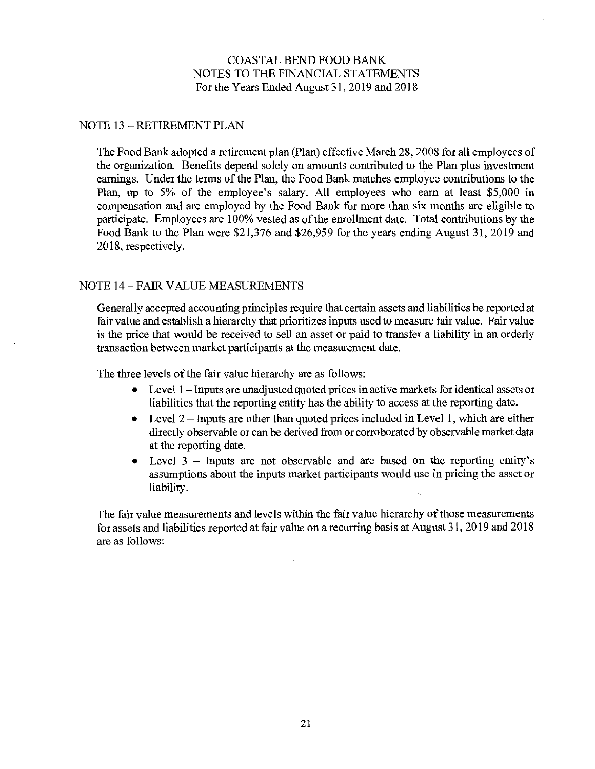## NOTE 13 – RETIREMENT PLAN

The Food Bank adopted a retirement plan (Plan) effective March 28, 2008 for all employees of the organization. Benefits depend solely on amounts contributed to the Plan plus investment earnings. Under the terms of the Plan, the Food Bank matches employee contributions to the Plan, up to 5% of the employee's salary. All employees who earn at least $5,000 in compensation and are employed by the Food Bank for more than six months are eligible to participate. Employees are 100% vested as of the enrollment date. Total contributions by the Food Bank to the Plan were $21,376 and $26,959 for the years ending August 31, 2019 and 2018, respectively.

## NOTE 14 – FAIR VALUE MEASUREMENTS

Generally accepted accounting principles require that certain assets and liabilities be reported at fair value and establish a hierarchy that prioritizes inputs used to measure fair value. Fair value is the price that would be received to sell an asset or paid to transfer a liability in an orderly transaction between market participants at the measurement date.

The three levels of the fair value hierarchy are as follows:

- Level 1 – Inputs are unadjusted quoted prices in active markets for identical assets or liabilities that the reporting entity has the ability to access at the reporting date.
- Level 2 – Inputs are other than quoted prices included in Level 1, which are either directly observable or can be derived from or corroborated by observable market data at the reporting date.
- Level 3 – Inputs are not observable and are based on the reporting entity's assumptions about the inputs market participants would use in pricing the asset or liability.

The fair value measurements and levels within the fair value hierarchy of those measurements for assets and liabilities reported at fair value on a recurring basis at August 31, 2019 and 2018 are as follows: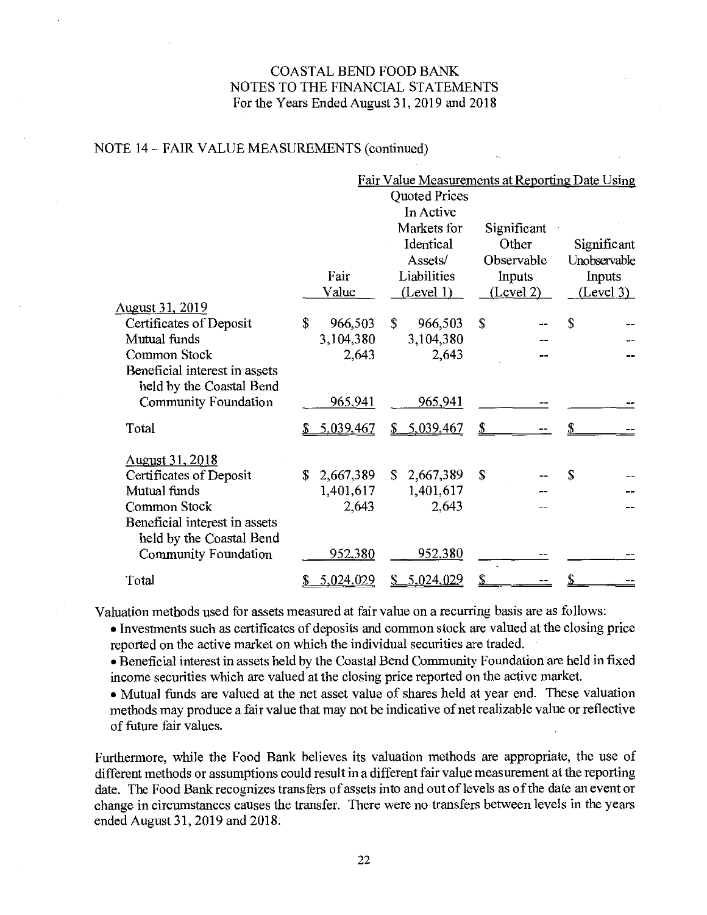COASTAL BEND FOOD BANK
NOTES TO THE FINANCIAL STATEMENTS
For the Years Ended August 31, 2019 and 2018

NOTE 14 – FAIR VALUE MEASUREMENTS (continued)

| | | Fair Value Measurements at Reporting Date Using | | |
|---|---|---|---|---|
| | Fair Value | Quoted Prices In Active Markets for Identical Assets/ Liabilities (Level 1) | Significant Other Observable Inputs (Level 2) | Significant Unobservable Inputs (Level 3) |
| August 31, 2019 | | | | |
| Certificates of Deposit | $ 966,503 | $ 966,503 | $ -- | $ -- |
| Mutual funds | 3,104,380 | 3,104,380 | -- | -- |
| Common Stock | 2,643 | 2,643 | -- | -- |
| Beneficial interest in assets held by the Coastal Bend Community Foundation | 965,941 | 965,941 | -- | -- |
| Total | $ 5,039,467 | $ 5,039,467 | $ -- | $ -- |
| August 31, 2018 | | | | |
| Certificates of Deposit | $ 2,667,389 | $ 2,667,389 | $ -- | $ -- |
| Mutual funds | 1,401,617 | 1,401,617 | -- | -- |
| Common Stock | 2,643 | 2,643 | -- | -- |
| Beneficial interest in assets held by the Coastal Bend Community Foundation | 952,380 | 952,380 | -- | -- |
| Total | $ 5,024,029 | $ 5,024,029 | $ -- | $ -- |

Valuation methods used for assets measured at fair value on a recurring basis are as follows:

- Investments such as certificates of deposits and common stock are valued at the closing price reported on the active market on which the individual securities are traded.
- Beneficial interest in assets held by the Coastal Bend Community Foundation are held in fixed income securities which are valued at the closing price reported on the active market.
- Mutual funds are valued at the net asset value of shares held at year end. These valuation methods may produce a fair value that may not be indicative of net realizable value or reflective of future fair values.

Furthermore, while the Food Bank believes its valuation methods are appropriate, the use of different methods or assumptions could result in a different fair value measurement at the reporting date. The Food Bank recognizes transfers of assets into and out of levels as of the date an event or change in circumstances causes the transfer. There were no transfers between levels in the years ended August 31, 2019 and 2018.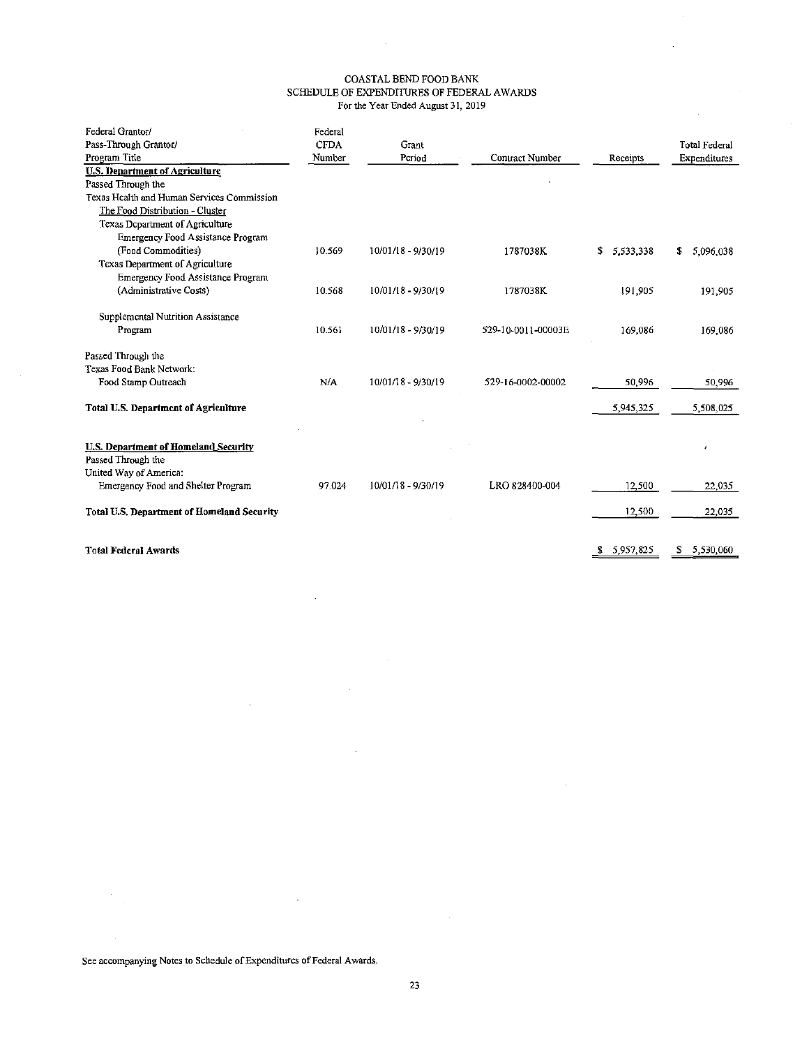# COASTAL BEND FOOD BANK
## SCHEDULE OF EXPENDITURES OF FEDERAL AWARDS
For the Year Ended August 31, 2019

| Federal Grantor/ Pass-Through Grantor/ Program Title | Federal CFDA Number | Grant Period | Contract Number | Receipts | Total Federal Expenditures |
|---|---|---|---|---|---|
| **U.S. Department of Agriculture** | | | | | |
| Passed Through the | | | | | |
| Texas Health and Human Services Commission | | | | | |
| The Food Distribution - Cluster | | | | | |
| Texas Department of Agriculture | | | | | |
| Emergency Food Assistance Program (Food Commodities) | 10.569 | 10/01/18 - 9/30/19 | 1787038K | $ 5,533,338 | $ 5,096,038 |
| Texas Department of Agriculture | | | | | |
| Emergency Food Assistance Program (Administrative Costs) | 10.568 | 10/01/18 - 9/30/19 | 1787038K | 191,905 | 191,905 |
| Supplemental Nutrition Assistance Program | 10.561 | 10/01/18 - 9/30/19 | 529-10-0011-00003E | 169,086 | 169,086 |
| Passed Through the | | | | | |
| Texas Food Bank Network: | | | | | |
| Food Stamp Outreach | N/A | 10/01/18 - 9/30/19 | 529-16-0002-00002 | 50,996 | 50,996 |
| **Total U.S. Department of Agriculture** | | | | 5,945,325 | 5,508,025 |
| **U.S. Department of Homeland Security** | | | | | |
| Passed Through the | | | | | |
| United Way of America: | | | | | |
| Emergency Food and Shelter Program | 97.024 | 10/01/18 - 9/30/19 | LRO 828400-004 | 12,500 | 22,035 |
| **Total U.S. Department of Homeland Security** | | | | 12,500 | 22,035 |
| **Total Federal Awards** | | | | $ 5,957,825 | $ 5,530,060 |

See accompanying Notes to Schedule of Expenditures of Federal Awards.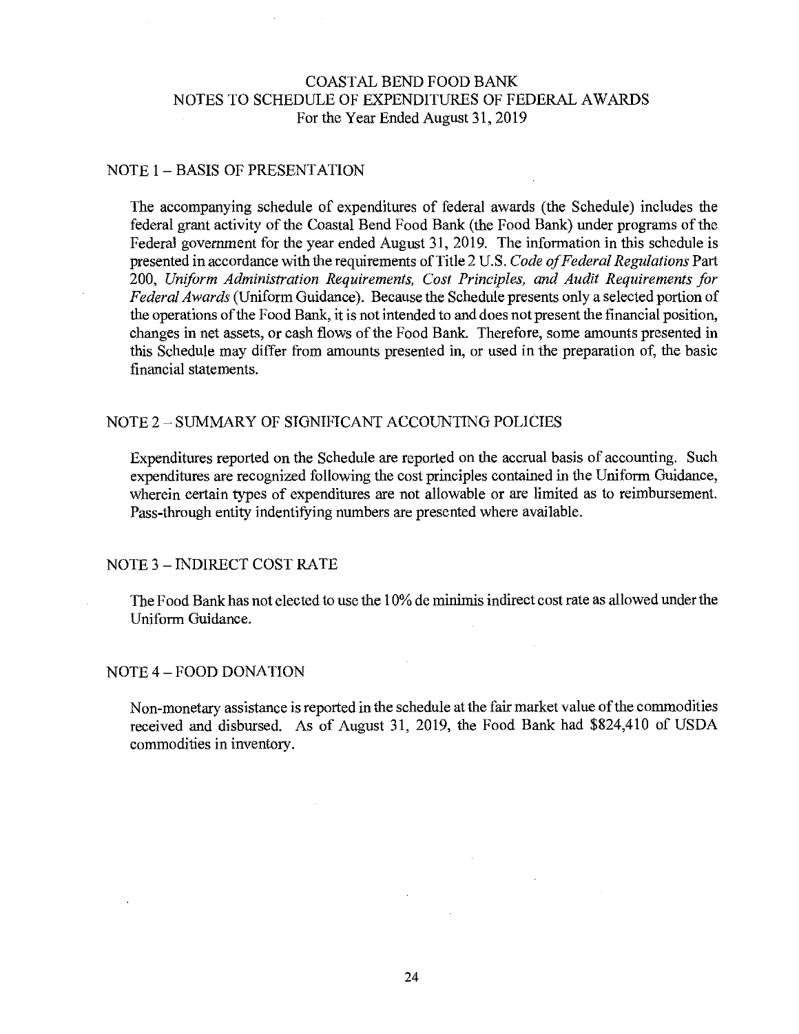# COASTAL BEND FOOD BANK
## NOTES TO SCHEDULE OF EXPENDITURES OF FEDERAL AWARDS
### For the Year Ended August 31, 2019

## NOTE 1 – BASIS OF PRESENTATION

The accompanying schedule of expenditures of federal awards (the Schedule) includes the federal grant activity of the Coastal Bend Food Bank (the Food Bank) under programs of the Federal government for the year ended August 31, 2019. The information in this schedule is presented in accordance with the requirements of Title 2 U.S. *Code of Federal Regulations* Part 200, *Uniform Administration Requirements, Cost Principles, and Audit Requirements for Federal Awards* (Uniform Guidance). Because the Schedule presents only a selected portion of the operations of the Food Bank, it is not intended to and does not present the financial position, changes in net assets, or cash flows of the Food Bank. Therefore, some amounts presented in this Schedule may differ from amounts presented in, or used in the preparation of, the basic financial statements.

## NOTE 2 – SUMMARY OF SIGNIFICANT ACCOUNTING POLICIES

Expenditures reported on the Schedule are reported on the accrual basis of accounting. Such expenditures are recognized following the cost principles contained in the Uniform Guidance, wherein certain types of expenditures are not allowable or are limited as to reimbursement. Pass-through entity indentifying numbers are presented where available.

## NOTE 3 – INDIRECT COST RATE

The Food Bank has not elected to use the 10% de minimis indirect cost rate as allowed under the Uniform Guidance.

## NOTE 4 – FOOD DONATION

Non-monetary assistance is reported in the schedule at the fair market value of the commodities received and disbursed. As of August 31, 2019, the Food Bank had $824,410 of USDA commodities in inventory.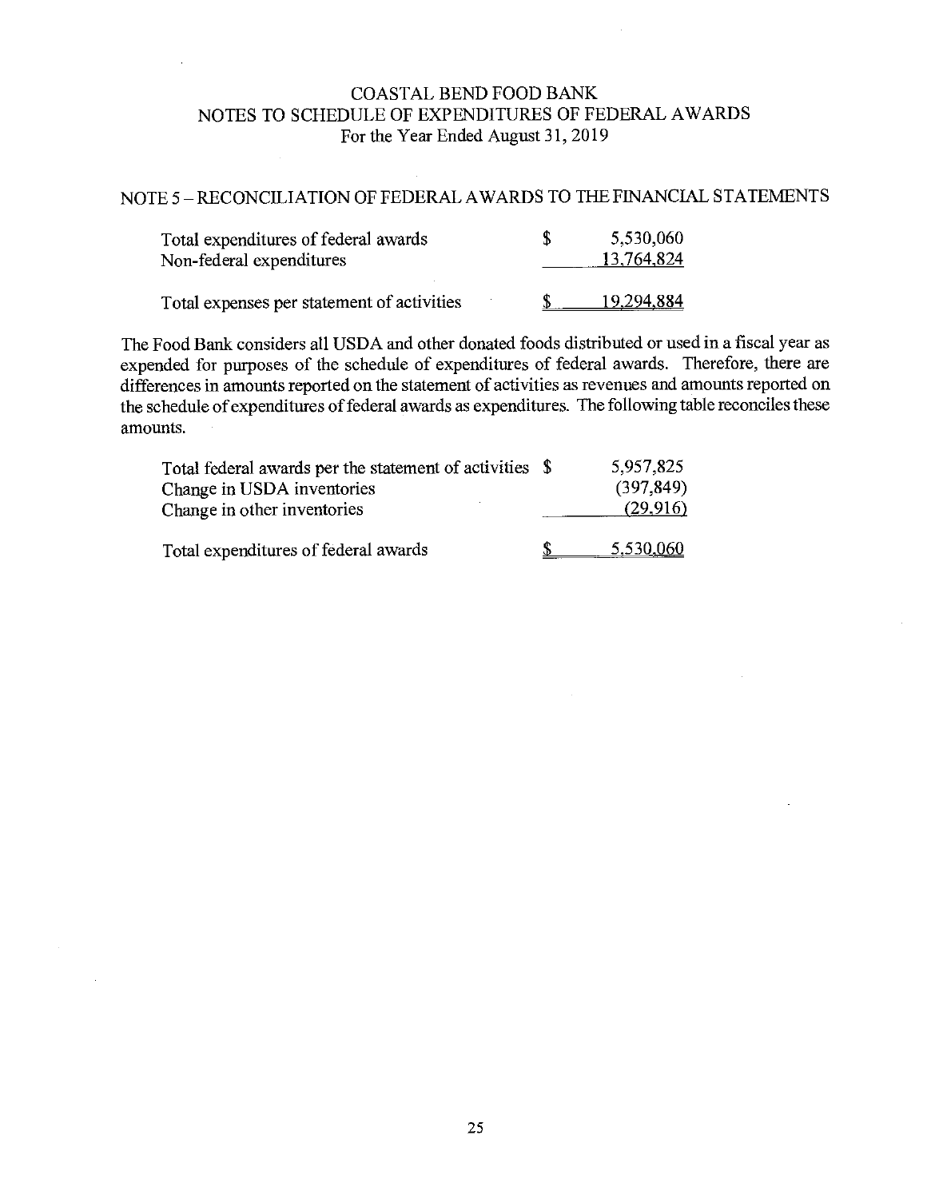# COASTAL BEND FOOD BANK
## NOTES TO SCHEDULE OF EXPENDITURES OF FEDERAL AWARDS
### For the Year Ended August 31, 2019

## NOTE 5 – RECONCILIATION OF FEDERAL AWARDS TO THE FINANCIAL STATEMENTS

| | | |
|---|---|---|
| Total expenditures of federal awards | $ | 5,530,060 |
| Non-federal expenditures | | 13,764,824 |
| Total expenses per statement of activities | $ | 19,294,884 |

The Food Bank considers all USDA and other donated foods distributed or used in a fiscal year as expended for purposes of the schedule of expenditures of federal awards. Therefore, there are differences in amounts reported on the statement of activities as revenues and amounts reported on the schedule of expenditures of federal awards as expenditures. The following table reconciles these amounts.

| | | |
|---|---|---|
| Total federal awards per the statement of activities | $ | 5,957,825 |
| Change in USDA inventories | | (397,849) |
| Change in other inventories | | (29,916) |
| Total expenditures of federal awards | $ | 5,530,060 |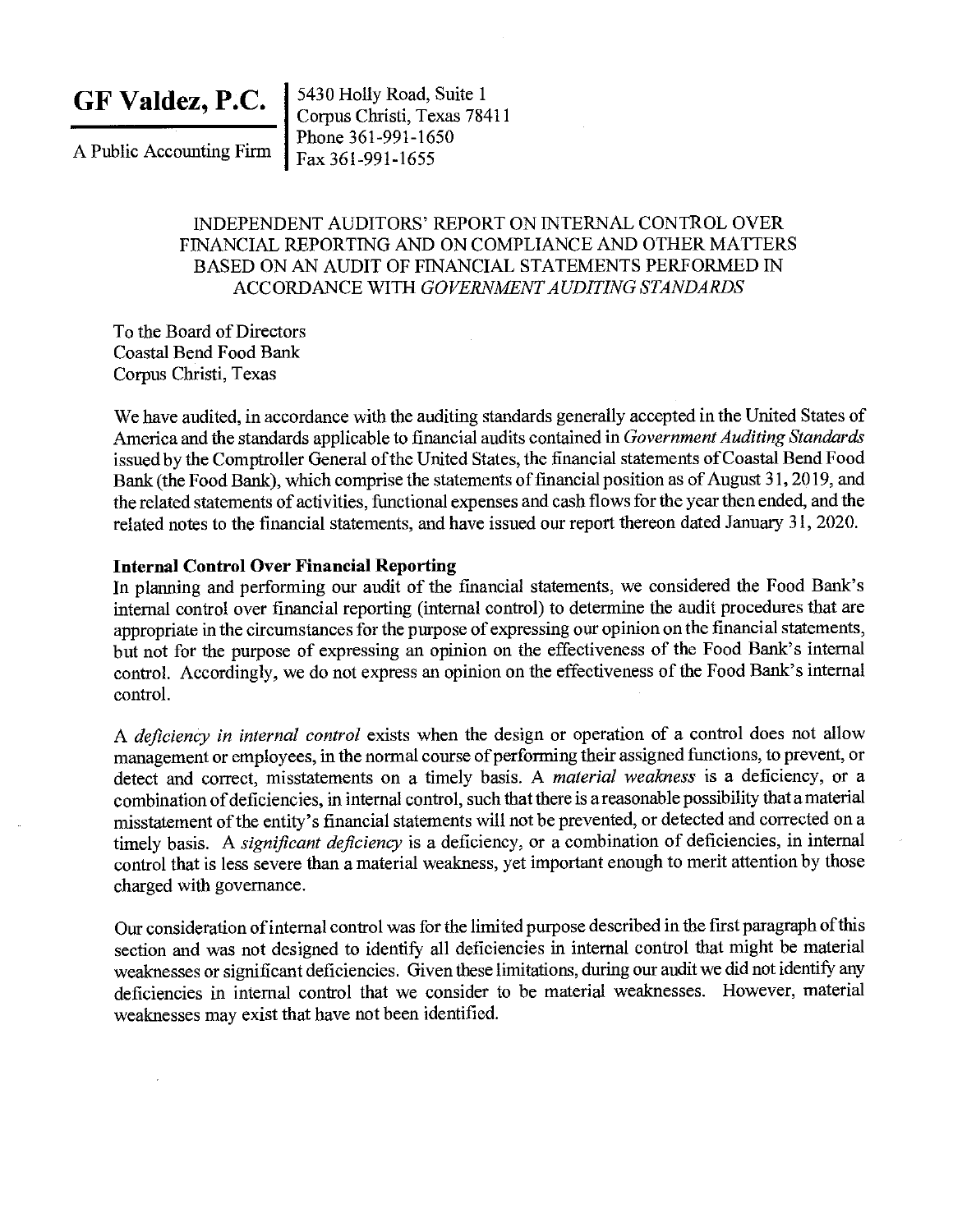**GF Valdez, P.C.**

A Public Accounting Firm

5430 Holly Road, Suite 1
Corpus Christi, Texas 78411
Phone 361-991-1650
Fax 361-991-1655

# INDEPENDENT AUDITORS' REPORT ON INTERNAL CONTROL OVER FINANCIAL REPORTING AND ON COMPLIANCE AND OTHER MATTERS BASED ON AN AUDIT OF FINANCIAL STATEMENTS PERFORMED IN ACCORDANCE WITH *GOVERNMENT AUDITING STANDARDS*

To the Board of Directors
Coastal Bend Food Bank
Corpus Christi, Texas

We have audited, in accordance with the auditing standards generally accepted in the United States of America and the standards applicable to financial audits contained in *Government Auditing Standards* issued by the Comptroller General of the United States, the financial statements of Coastal Bend Food Bank (the Food Bank), which comprise the statements of financial position as of August 31, 2019, and the related statements of activities, functional expenses and cash flows for the year then ended, and the related notes to the financial statements, and have issued our report thereon dated January 31, 2020.

**Internal Control Over Financial Reporting**

In planning and performing our audit of the financial statements, we considered the Food Bank's internal control over financial reporting (internal control) to determine the audit procedures that are appropriate in the circumstances for the purpose of expressing our opinion on the financial statements, but not for the purpose of expressing an opinion on the effectiveness of the Food Bank's internal control. Accordingly, we do not express an opinion on the effectiveness of the Food Bank's internal control.

A *deficiency in internal control* exists when the design or operation of a control does not allow management or employees, in the normal course of performing their assigned functions, to prevent, or detect and correct, misstatements on a timely basis. A *material weakness* is a deficiency, or a combination of deficiencies, in internal control, such that there is a reasonable possibility that a material misstatement of the entity's financial statements will not be prevented, or detected and corrected on a timely basis. A *significant deficiency* is a deficiency, or a combination of deficiencies, in internal control that is less severe than a material weakness, yet important enough to merit attention by those charged with governance.

Our consideration of internal control was for the limited purpose described in the first paragraph of this section and was not designed to identify all deficiencies in internal control that might be material weaknesses or significant deficiencies. Given these limitations, during our audit we did not identify any deficiencies in internal control that we consider to be material weaknesses. However, material weaknesses may exist that have not been identified.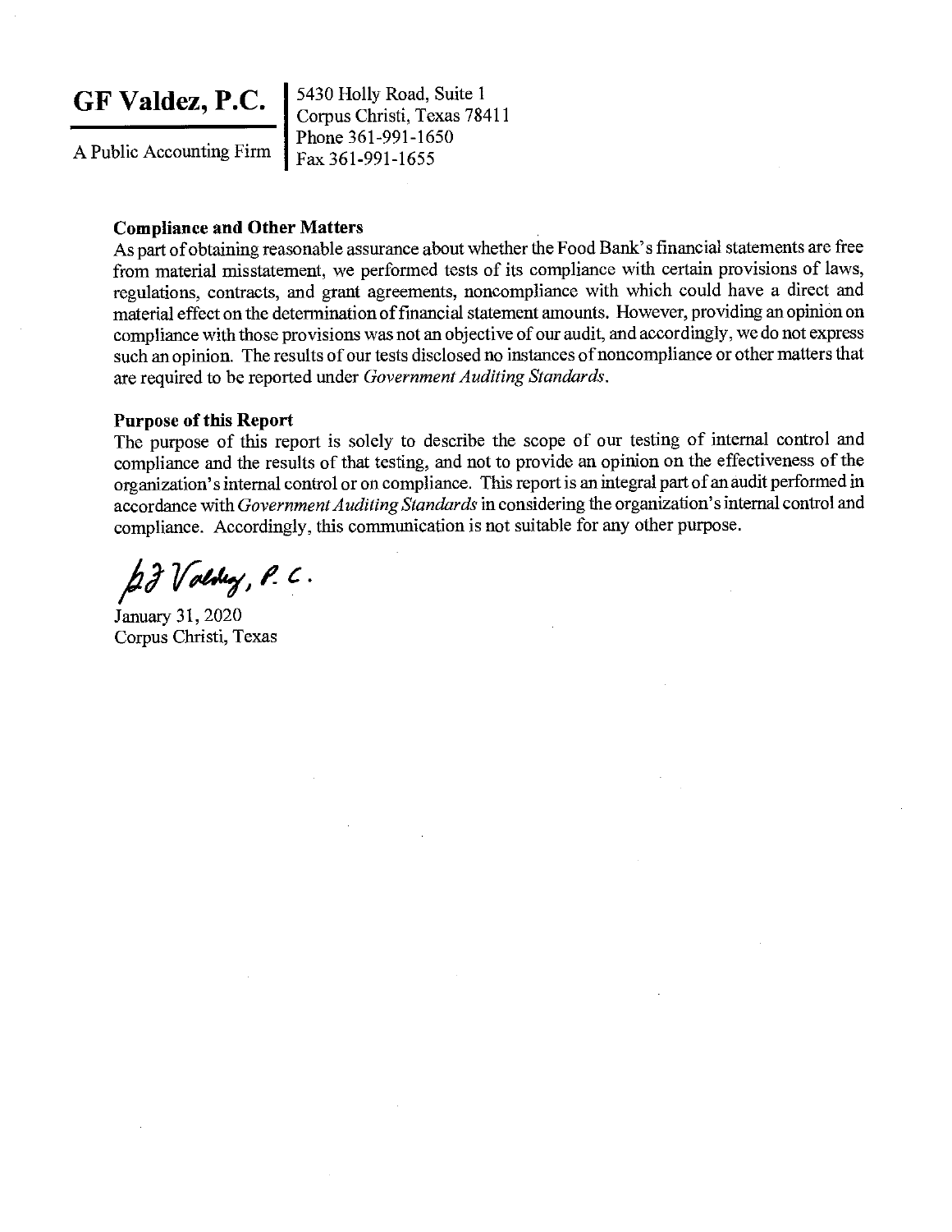**GF Valdez, P.C.**

A Public Accounting Firm

5430 Holly Road, Suite 1
Corpus Christi, Texas 78411
Phone 361-991-1650
Fax 361-991-1655

**Compliance and Other Matters**

As part of obtaining reasonable assurance about whether the Food Bank's financial statements are free from material misstatement, we performed tests of its compliance with certain provisions of laws, regulations, contracts, and grant agreements, noncompliance with which could have a direct and material effect on the determination of financial statement amounts. However, providing an opinion on compliance with those provisions was not an objective of our audit, and accordingly, we do not express such an opinion. The results of our tests disclosed no instances of noncompliance or other matters that are required to be reported under *Government Auditing Standards*.

**Purpose of this Report**

The purpose of this report is solely to describe the scope of our testing of internal control and compliance and the results of that testing, and not to provide an opinion on the effectiveness of the organization's internal control or on compliance. This report is an integral part of an audit performed in accordance with *Government Auditing Standards* in considering the organization's internal control and compliance. Accordingly, this communication is not suitable for any other purpose.

GF Valdez, P.C.

January 31, 2020
Corpus Christi, Texas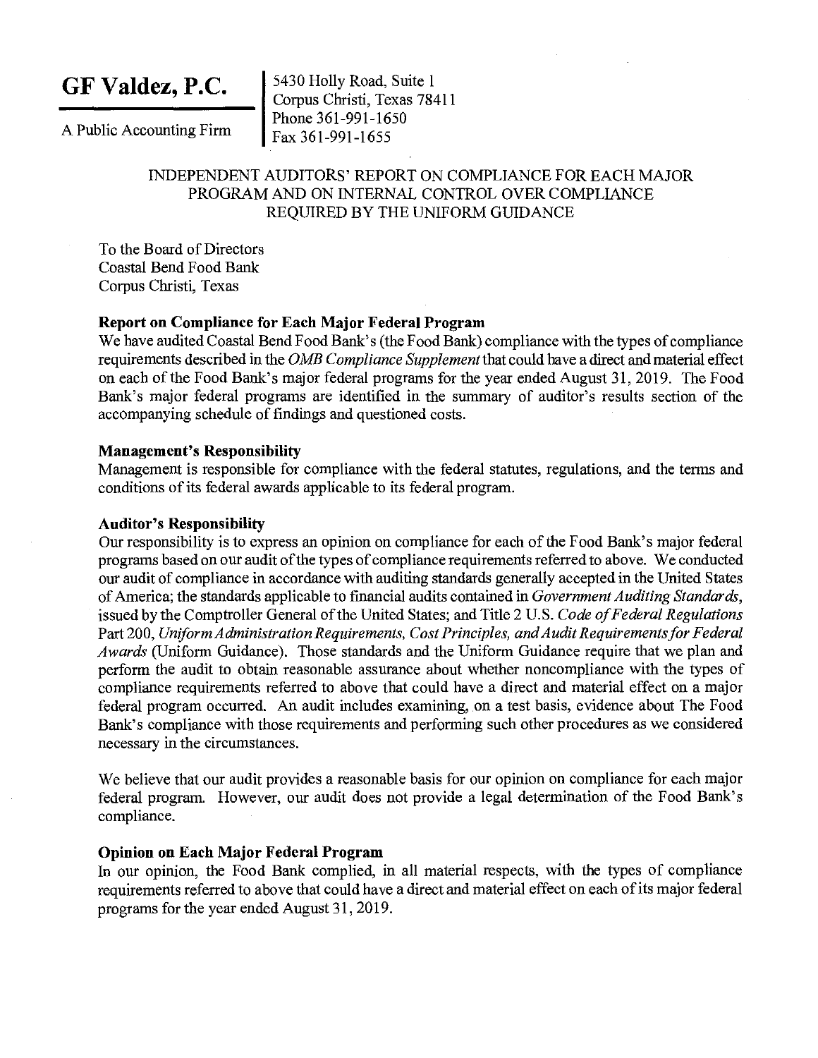**GF Valdez, P.C.**

A Public Accounting Firm

5430 Holly Road, Suite 1
Corpus Christi, Texas 78411
Phone 361-991-1650
Fax 361-991-1655

INDEPENDENT AUDITORS' REPORT ON COMPLIANCE FOR EACH MAJOR PROGRAM AND ON INTERNAL CONTROL OVER COMPLIANCE REQUIRED BY THE UNIFORM GUIDANCE

To the Board of Directors
Coastal Bend Food Bank
Corpus Christi, Texas

**Report on Compliance for Each Major Federal Program**

We have audited Coastal Bend Food Bank's (the Food Bank) compliance with the types of compliance requirements described in the *OMB Compliance Supplement* that could have a direct and material effect on each of the Food Bank's major federal programs for the year ended August 31, 2019. The Food Bank's major federal programs are identified in the summary of auditor's results section of the accompanying schedule of findings and questioned costs.

**Management's Responsibility**

Management is responsible for compliance with the federal statutes, regulations, and the terms and conditions of its federal awards applicable to its federal program.

**Auditor's Responsibility**

Our responsibility is to express an opinion on compliance for each of the Food Bank's major federal programs based on our audit of the types of compliance requirements referred to above. We conducted our audit of compliance in accordance with auditing standards generally accepted in the United States of America; the standards applicable to financial audits contained in *Government Auditing Standards*, issued by the Comptroller General of the United States; and Title 2 U.S. *Code of Federal Regulations* Part 200, *Uniform Administration Requirements, Cost Principles, and Audit Requirements for Federal Awards* (Uniform Guidance). Those standards and the Uniform Guidance require that we plan and perform the audit to obtain reasonable assurance about whether noncompliance with the types of compliance requirements referred to above that could have a direct and material effect on a major federal program occurred. An audit includes examining, on a test basis, evidence about The Food Bank's compliance with those requirements and performing such other procedures as we considered necessary in the circumstances.

We believe that our audit provides a reasonable basis for our opinion on compliance for each major federal program. However, our audit does not provide a legal determination of the Food Bank's compliance.

**Opinion on Each Major Federal Program**

In our opinion, the Food Bank complied, in all material respects, with the types of compliance requirements referred to above that could have a direct and material effect on each of its major federal programs for the year ended August 31, 2019.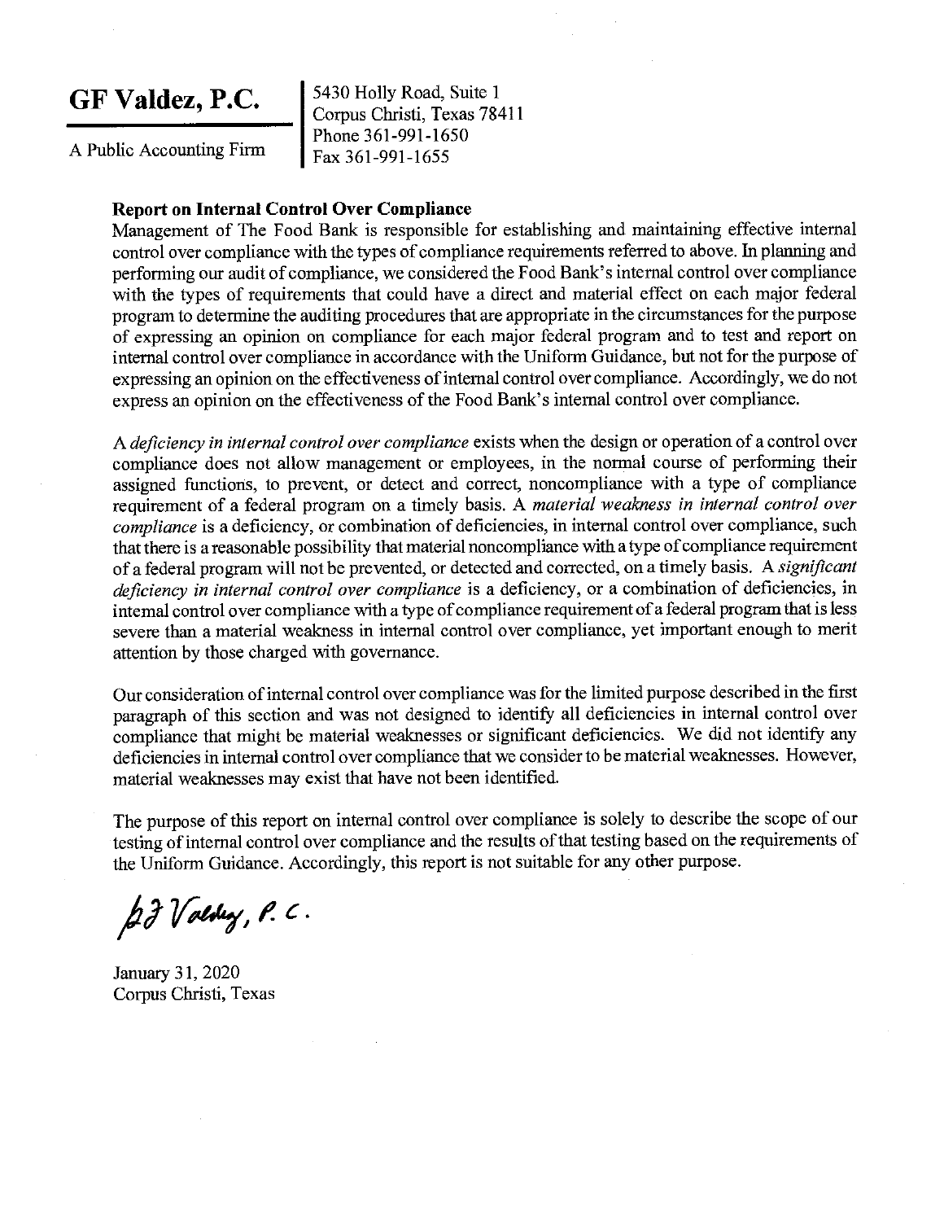**GF Valdez, P.C.**

A Public Accounting Firm

5430 Holly Road, Suite 1
Corpus Christi, Texas 78411
Phone 361-991-1650
Fax 361-991-1655

**Report on Internal Control Over Compliance**

Management of The Food Bank is responsible for establishing and maintaining effective internal control over compliance with the types of compliance requirements referred to above. In planning and performing our audit of compliance, we considered the Food Bank's internal control over compliance with the types of requirements that could have a direct and material effect on each major federal program to determine the auditing procedures that are appropriate in the circumstances for the purpose of expressing an opinion on compliance for each major federal program and to test and report on internal control over compliance in accordance with the Uniform Guidance, but not for the purpose of expressing an opinion on the effectiveness of internal control over compliance. Accordingly, we do not express an opinion on the effectiveness of the Food Bank's internal control over compliance.

A *deficiency in internal control over compliance* exists when the design or operation of a control over compliance does not allow management or employees, in the normal course of performing their assigned functions, to prevent, or detect and correct, noncompliance with a type of compliance requirement of a federal program on a timely basis. A *material weakness in internal control over compliance* is a deficiency, or combination of deficiencies, in internal control over compliance, such that there is a reasonable possibility that material noncompliance with a type of compliance requirement of a federal program will not be prevented, or detected and corrected, on a timely basis. A *significant deficiency in internal control over compliance* is a deficiency, or a combination of deficiencies, in internal control over compliance with a type of compliance requirement of a federal program that is less severe than a material weakness in internal control over compliance, yet important enough to merit attention by those charged with governance.

Our consideration of internal control over compliance was for the limited purpose described in the first paragraph of this section and was not designed to identify all deficiencies in internal control over compliance that might be material weaknesses or significant deficiencies. We did not identify any deficiencies in internal control over compliance that we consider to be material weaknesses. However, material weaknesses may exist that have not been identified.

The purpose of this report on internal control over compliance is solely to describe the scope of our testing of internal control over compliance and the results of that testing based on the requirements of the Uniform Guidance. Accordingly, this report is not suitable for any other purpose.

GF Valdez, P.C.

January 31, 2020
Corpus Christi, Texas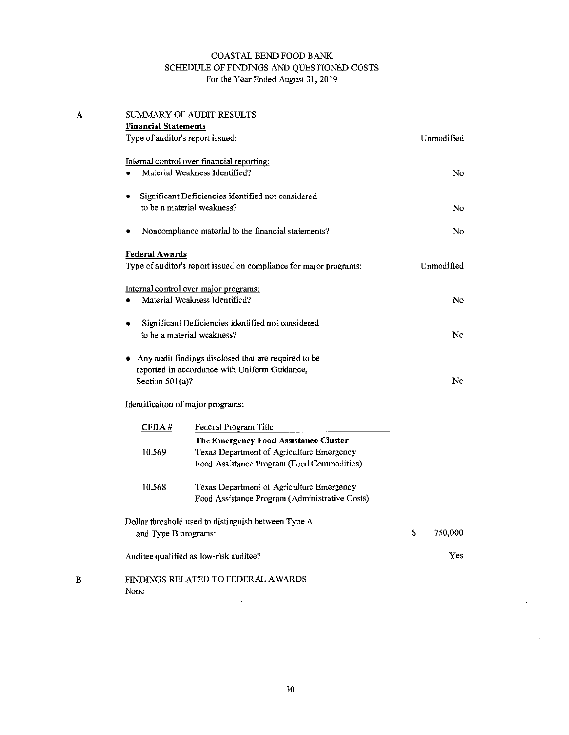# COASTAL BEND FOOD BANK
## SCHEDULE OF FINDINGS AND QUESTIONED COSTS
For the Year Ended August 31, 2019

A SUMMARY OF AUDIT RESULTS

**Financial Statements**

| | |
|---|---|
| Type of auditor's report issued: | Unmodified |
| Internal control over financial reporting: | |
| • Material Weakness Identified? | No |
| • Significant Deficiencies identified not considered to be a material weakness? | No |
| • Noncompliance material to the financial statements? | No |

**Federal Awards**

| | |
|---|---|
| Type of auditor's report issued on compliance for major programs: | Unmodified |
| Internal control over major programs: | |
| • Material Weakness Identified? | No |
| • Significant Deficiencies identified not considered to be a material weakness? | No |
| • Any audit findings disclosed that are required to be reported in accordance with Uniform Guidance, Section 501(a)? | No |

Identificaiton of major programs:

| CFDA # | Federal Program Title |
|---|---|
| | **The Emergency Food Assistance Cluster -** |
| 10.569 | Texas Department of Agriculture Emergency Food Assistance Program (Food Commodities) |
| 10.568 | Texas Department of Agriculture Emergency Food Assistance Program (Administrative Costs) |

| | |
|---|---|
| Dollar threshold used to distinguish between Type A and Type B programs: | $ 750,000 |
| Auditee qualified as low-risk auditee? | Yes |

B FINDINGS RELATED TO FEDERAL AWARDS

None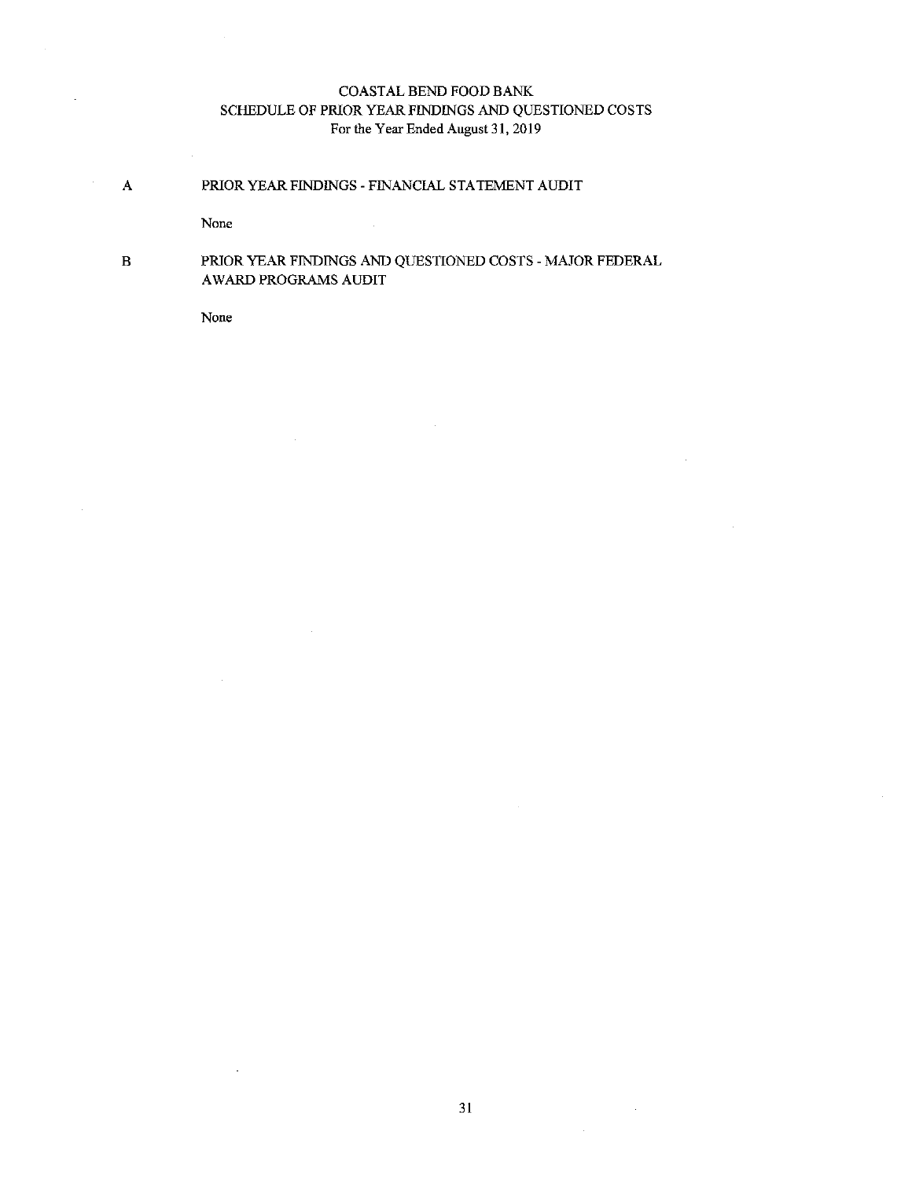# COASTAL BEND FOOD BANK
## SCHEDULE OF PRIOR YEAR FINDINGS AND QUESTIONED COSTS
For the Year Ended August 31, 2019

A PRIOR YEAR FINDINGS - FINANCIAL STATEMENT AUDIT

None

B PRIOR YEAR FINDINGS AND QUESTIONED COSTS - MAJOR FEDERAL AWARD PROGRAMS AUDIT

None